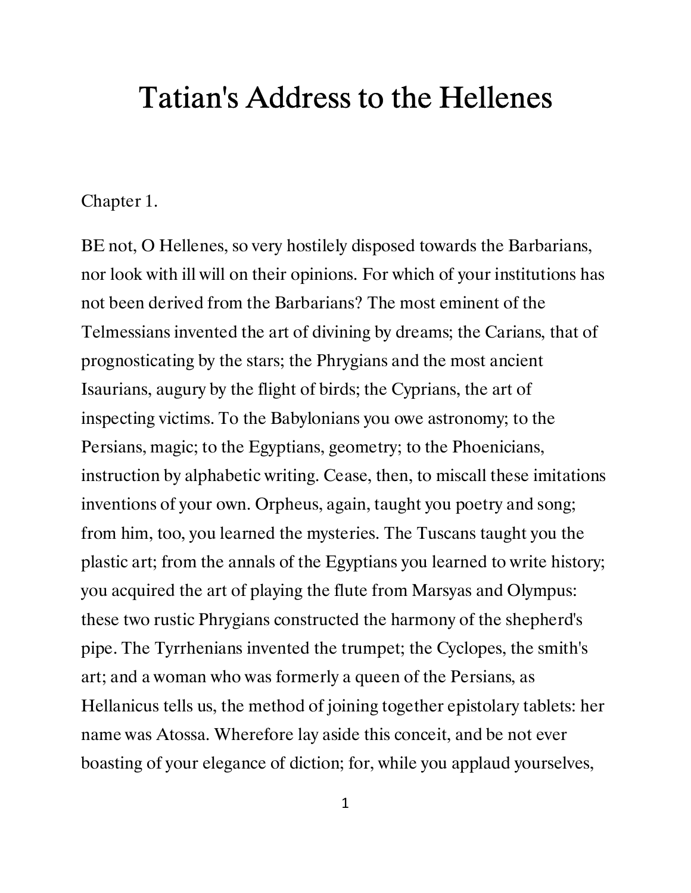# Tatian's Address to the Hellenes

Chapter 1.

BE not, O Hellenes, so very hostilely disposed towards the Barbarians, nor look with ill will on their opinions. For which of your institutions has not been derived from the Barbarians? The most eminent of the Telmessians invented the art of divining by dreams; the Carians, that of prognosticating by the stars; the Phrygians and the most ancient Isaurians, augury by the flight of birds; the Cyprians, the art of inspecting victims. To the Babylonians you owe astronomy; to the Persians, magic; to the Egyptians, geometry; to the Phoenicians, instruction by alphabetic writing. Cease, then, to miscall these imitations inventions of your own. Orpheus, again, taught you poetry and song; from him, too, you learned the mysteries. The Tuscans taught you the plastic art; from the annals of the Egyptians you learned to write history; you acquired the art of playing the flute from Marsyas and Olympus: these two rustic Phrygians constructed the harmony of the shepherd's pipe. The Tyrrhenians invented the trumpet; the Cyclopes, the smith's art; and a woman who was formerly a queen of the Persians, as Hellanicus tells us, the method of joining together epistolary tablets: her name was Atossa. Wherefore lay aside this conceit, and be not ever boasting of your elegance of diction; for, while you applaud yourselves,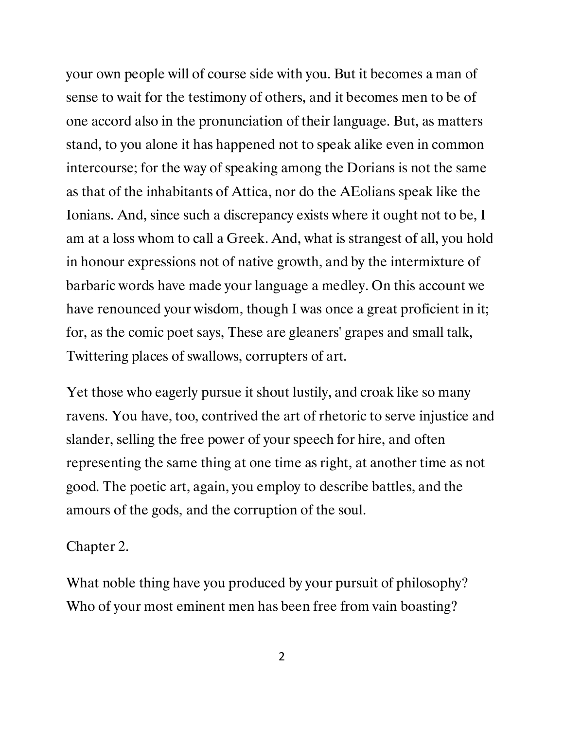your own people will of course side with you. But it becomes a man of sense to wait for the testimony of others, and it becomes men to be of one accord also in the pronunciation of their language. But, as matters stand, to you alone it has happened not to speak alike even in common intercourse; for the way of speaking among the Dorians is not the same as that of the inhabitants of Attica, nor do the AEolians speak like the Ionians. And, since such a discrepancy exists where it ought not to be, I am at a loss whom to call a Greek. And, what is strangest of all, you hold in honour expressions not of native growth, and by the intermixture of barbaric words have made your language a medley. On this account we have renounced your wisdom, though I was once a great proficient in it; for, as the comic poet says, These are gleaners' grapes and small talk, Twittering places of swallows, corrupters of art.

Yet those who eagerly pursue it shout lustily, and croak like so many ravens. You have, too, contrived the art of rhetoric to serve injustice and slander, selling the free power of your speech for hire, and often representing the same thing at one time as right, at another time as not good. The poetic art, again, you employ to describe battles, and the amours of the gods, and the corruption of the soul.

## Chapter 2.

What noble thing have you produced by your pursuit of philosophy? Who of your most eminent men has been free from vain boasting?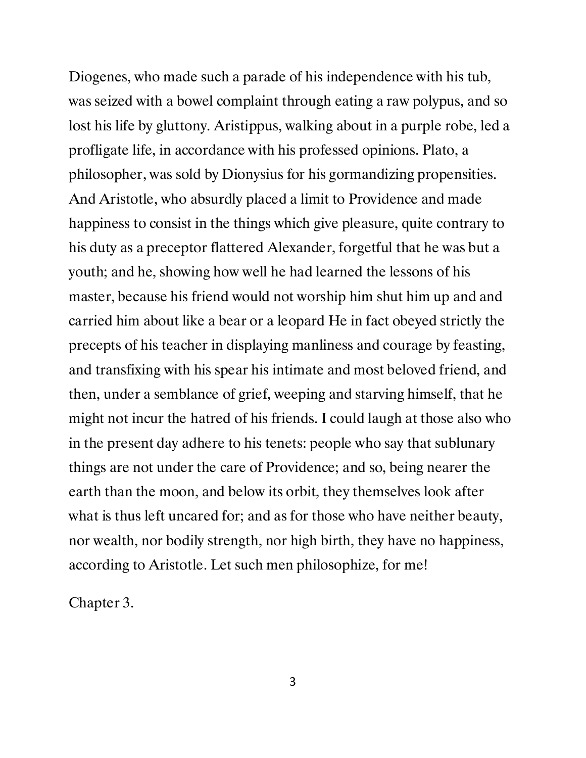Diogenes, who made such a parade of his independence with his tub, was seized with a bowel complaint through eating a raw polypus, and so lost his life by gluttony. Aristippus, walking about in a purple robe, led a profligate life, in accordance with his professed opinions. Plato, a philosopher, was sold by Dionysius for his gormandizing propensities. And Aristotle, who absurdly placed a limit to Providence and made happiness to consist in the things which give pleasure, quite contrary to his duty as a preceptor flattered Alexander, forgetful that he was but a youth; and he, showing how well he had learned the lessons of his master, because his friend would not worship him shut him up and and carried him about like a bear or a leopard He in fact obeyed strictly the precepts of his teacher in displaying manliness and courage by feasting, and transfixing with his spear his intimate and most beloved friend, and then, under a semblance of grief, weeping and starving himself, that he might not incur the hatred of his friends. I could laugh at those also who in the present day adhere to his tenets: people who say that sublunary things are not under the care of Providence; and so, being nearer the earth than the moon, and below its orbit, they themselves look after what is thus left uncared for; and as for those who have neither beauty, nor wealth, nor bodily strength, nor high birth, they have no happiness, according to Aristotle. Let such men philosophize, for me!

Chapter 3.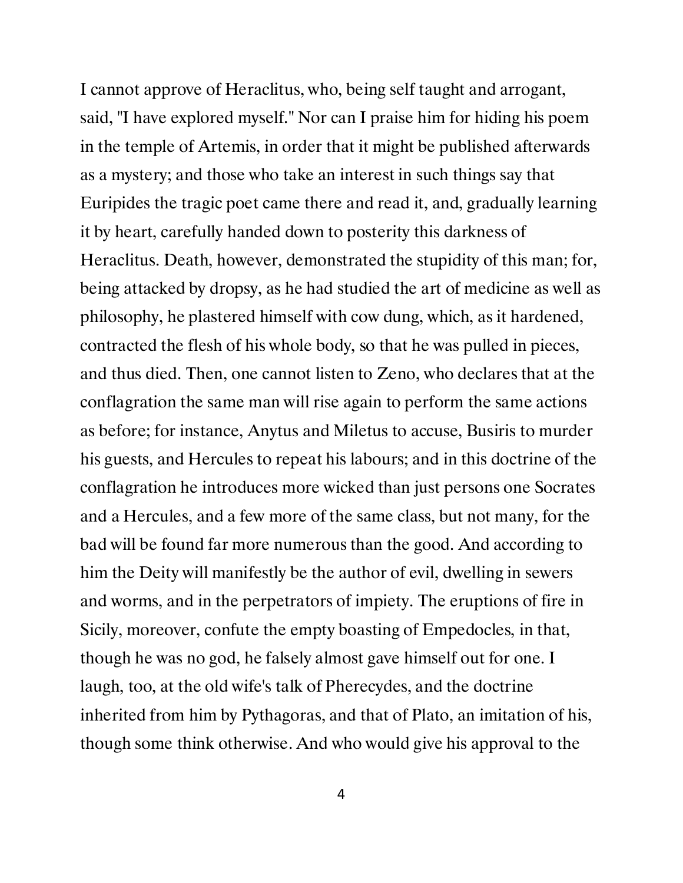I cannot approve of Heraclitus, who, being self taught and arrogant, said, "I have explored myself." Nor can I praise him for hiding his poem in the temple of Artemis, in order that it might be published afterwards as a mystery; and those who take an interest in such things say that Euripides the tragic poet came there and read it, and, gradually learning it by heart, carefully handed down to posterity this darkness of Heraclitus. Death, however, demonstrated the stupidity of this man; for, being attacked by dropsy, as he had studied the art of medicine as well as philosophy, he plastered himself with cow dung, which, as it hardened, contracted the flesh of his whole body, so that he was pulled in pieces, and thus died. Then, one cannot listen to Zeno, who declares that at the conflagration the same man will rise again to perform the same actions as before; for instance, Anytus and Miletus to accuse, Busiris to murder his guests, and Hercules to repeat his labours; and in this doctrine of the conflagration he introduces more wicked than just persons one Socrates and a Hercules, and a few more of the same class, but not many, for the bad will be found far more numerous than the good. And according to him the Deity will manifestly be the author of evil, dwelling in sewers and worms, and in the perpetrators of impiety. The eruptions of fire in Sicily, moreover, confute the empty boasting of Empedocles, in that, though he was no god, he falsely almost gave himself out for one. I laugh, too, at the old wife's talk of Pherecydes, and the doctrine inherited from him by Pythagoras, and that of Plato, an imitation of his, though some think otherwise. And who would give his approval to the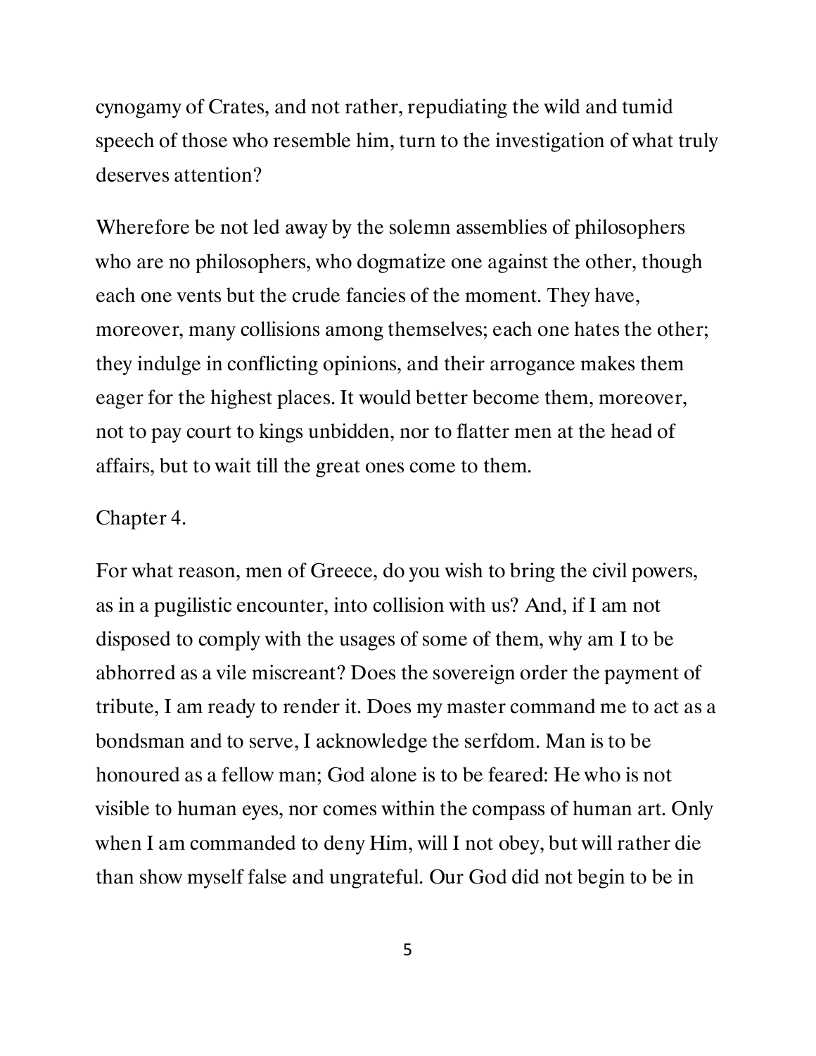cynogamy of Crates, and not rather, repudiating the wild and tumid speech of those who resemble him, turn to the investigation of what truly deserves attention?

Wherefore be not led away by the solemn assemblies of philosophers who are no philosophers, who dogmatize one against the other, though each one vents but the crude fancies of the moment. They have, moreover, many collisions among themselves; each one hates the other; they indulge in conflicting opinions, and their arrogance makes them eager for the highest places. It would better become them, moreover, not to pay court to kings unbidden, nor to flatter men at the head of affairs, but to wait till the great ones come to them.

## Chapter 4.

For what reason, men of Greece, do you wish to bring the civil powers, as in a pugilistic encounter, into collision with us? And, if I am not disposed to comply with the usages of some of them, why am I to be abhorred as a vile miscreant? Does the sovereign order the payment of tribute, I am ready to render it. Does my master command me to act as a bondsman and to serve, I acknowledge the serfdom. Man is to be honoured as a fellow man; God alone is to be feared: He who is not visible to human eyes, nor comes within the compass of human art. Only when I am commanded to deny Him, will I not obey, but will rather die than show myself false and ungrateful. Our God did not begin to be in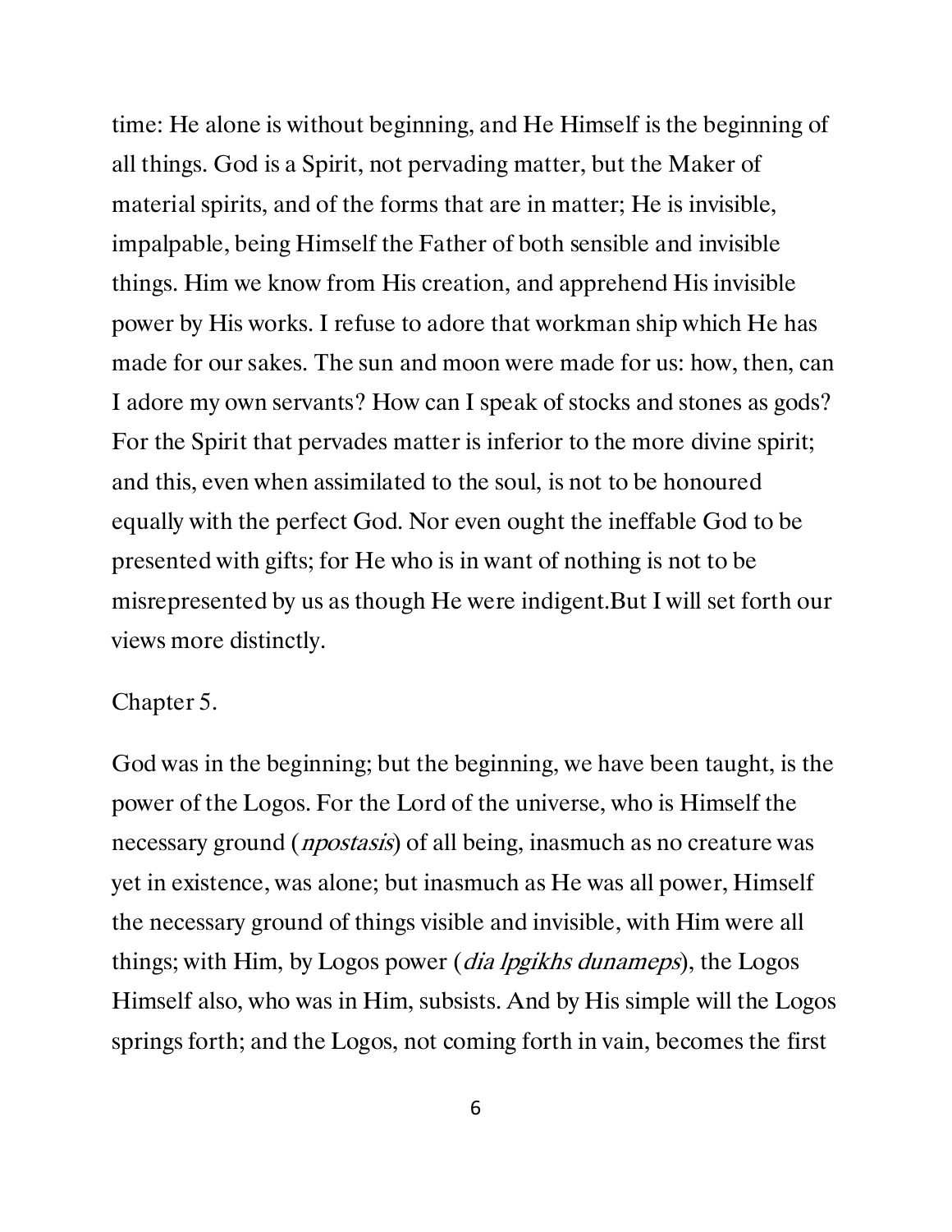time: He alone is without beginning, and He Himself is the beginning of all things. God is a Spirit, not pervading matter, but the Maker of material spirits, and of the forms that are in matter; He is invisible, impalpable, being Himself the Father of both sensible and invisible things. Him we know from His creation, and apprehend His invisible power by His works. I refuse to adore that workman ship which He has made for our sakes. The sun and moon were made for us: how, then, can I adore my own servants? How can I speak of stocks and stones as gods? For the Spirit that pervades matter is inferior to the more divine spirit; and this, even when assimilated to the soul, is not to be honoured equally with the perfect God. Nor even ought the ineffable God to be presented with gifts; for He who is in want of nothing is not to be misrepresented by us as though He were indigent.But I will set forth our views more distinctly.

Chapter 5.

God was in the beginning; but the beginning, we have been taught, is the power of the Logos. For the Lord of the universe, who is Himself the necessary ground (*npostasis*) of all being, inasmuch as no creature was yet in existence, was alone; but inasmuch as He was all power, Himself the necessary ground of things visible and invisible, with Him were all things; with Him, by Logos power (*dia lpgikhs dunameps*), the Logos Himself also, who was in Him, subsists. And by His simple will the Logos springs forth; and the Logos, not coming forth in vain, becomes the first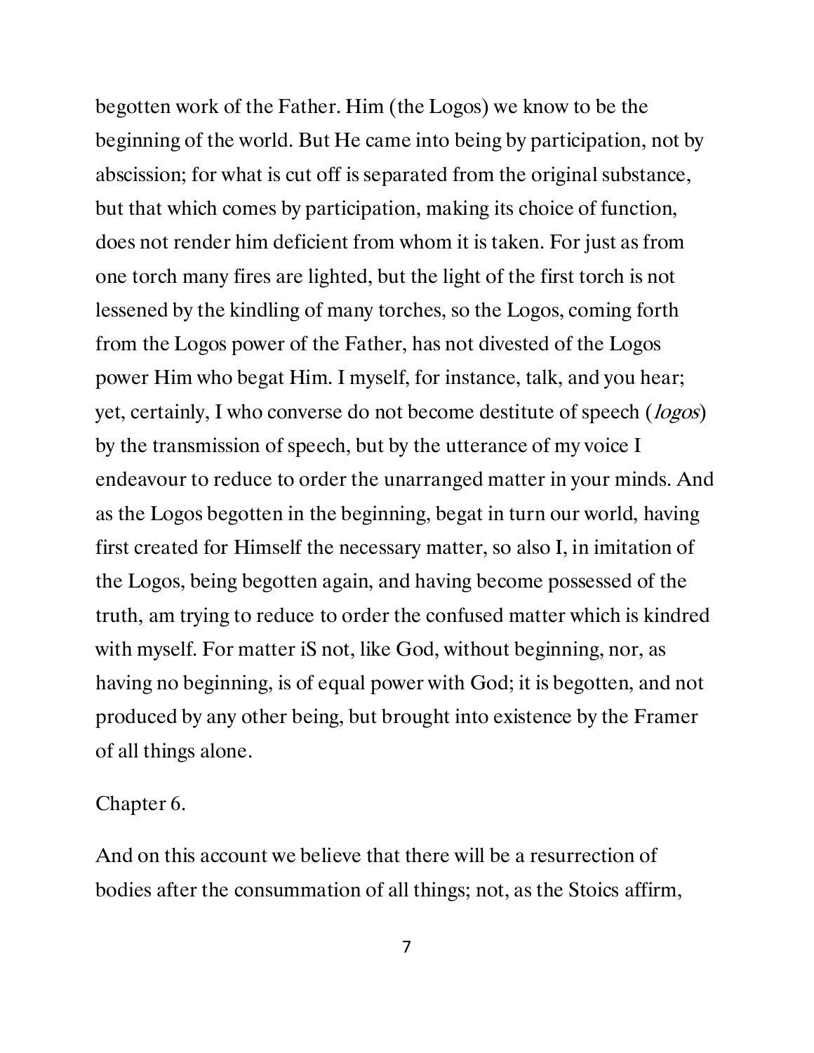begotten work of the Father. Him (the Logos) we know to be the beginning of the world. But He came into being by participation, not by abscission; for what is cut off is separated from the original substance, but that which comes by participation, making its choice of function, does not render him deficient from whom it is taken. For just as from one torch many fires are lighted, but the light of the first torch is not lessened by the kindling of many torches, so the Logos, coming forth from the Logos power of the Father, has not divested of the Logos power Him who begat Him. I myself, for instance, talk, and you hear; yet, certainly, I who converse do not become destitute of speech (*logos*) by the transmission of speech, but by the utterance of my voice I endeavour to reduce to order the unarranged matter in your minds. And as the Logos begotten in the beginning, begat in turn our world, having first created for Himself the necessary matter, so also I, in imitation of the Logos, being begotten again, and having become possessed of the truth, am trying to reduce to order the confused matter which is kindred with myself. For matter iS not, like God, without beginning, nor, as having no beginning, is of equal power with God; it is begotten, and not produced by any other being, but brought into existence by the Framer of all things alone.

## Chapter 6.

And on this account we believe that there will be a resurrection of bodies after the consummation of all things; not, as the Stoics affirm,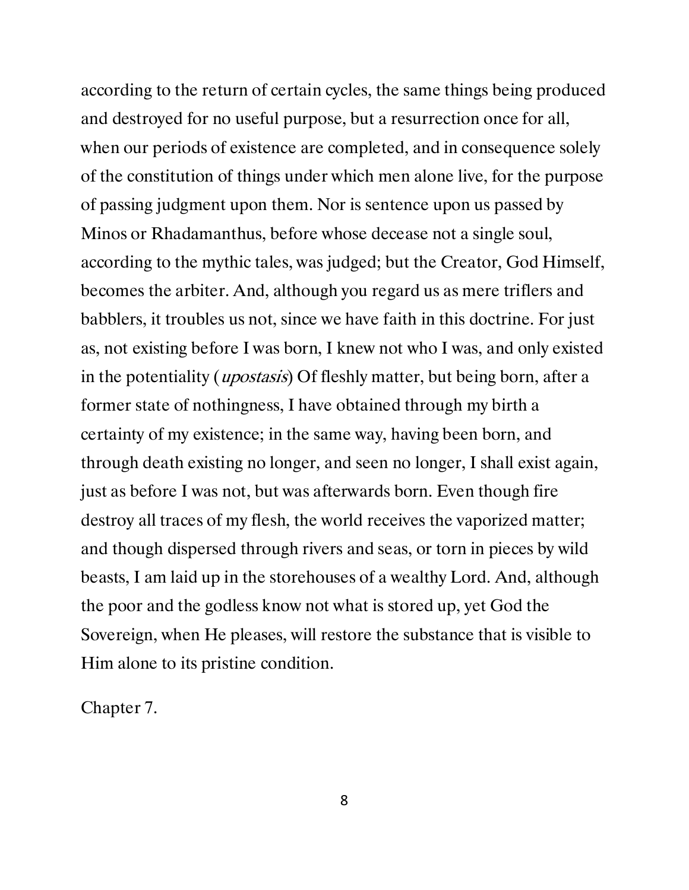according to the return of certain cycles, the same things being produced and destroyed for no useful purpose, but a resurrection once for all, when our periods of existence are completed, and in consequence solely of the constitution of things under which men alone live, for the purpose of passing judgment upon them. Nor is sentence upon us passed by Minos or Rhadamanthus, before whose decease not a single soul, according to the mythic tales, was judged; but the Creator, God Himself, becomes the arbiter. And, although you regard us as mere triflers and babblers, it troubles us not, since we have faith in this doctrine. For just as, not existing before I was born, I knew not who I was, and only existed in the potentiality (*upostasis*) Of fleshly matter, but being born, after a former state of nothingness, I have obtained through my birth a certainty of my existence; in the same way, having been born, and through death existing no longer, and seen no longer, I shall exist again, just as before I was not, but was afterwards born. Even though fire destroy all traces of my flesh, the world receives the vaporized matter; and though dispersed through rivers and seas, or torn in pieces by wild beasts, I am laid up in the storehouses of a wealthy Lord. And, although the poor and the godless know not what is stored up, yet God the Sovereign, when He pleases, will restore the substance that is visible to Him alone to its pristine condition.

Chapter 7.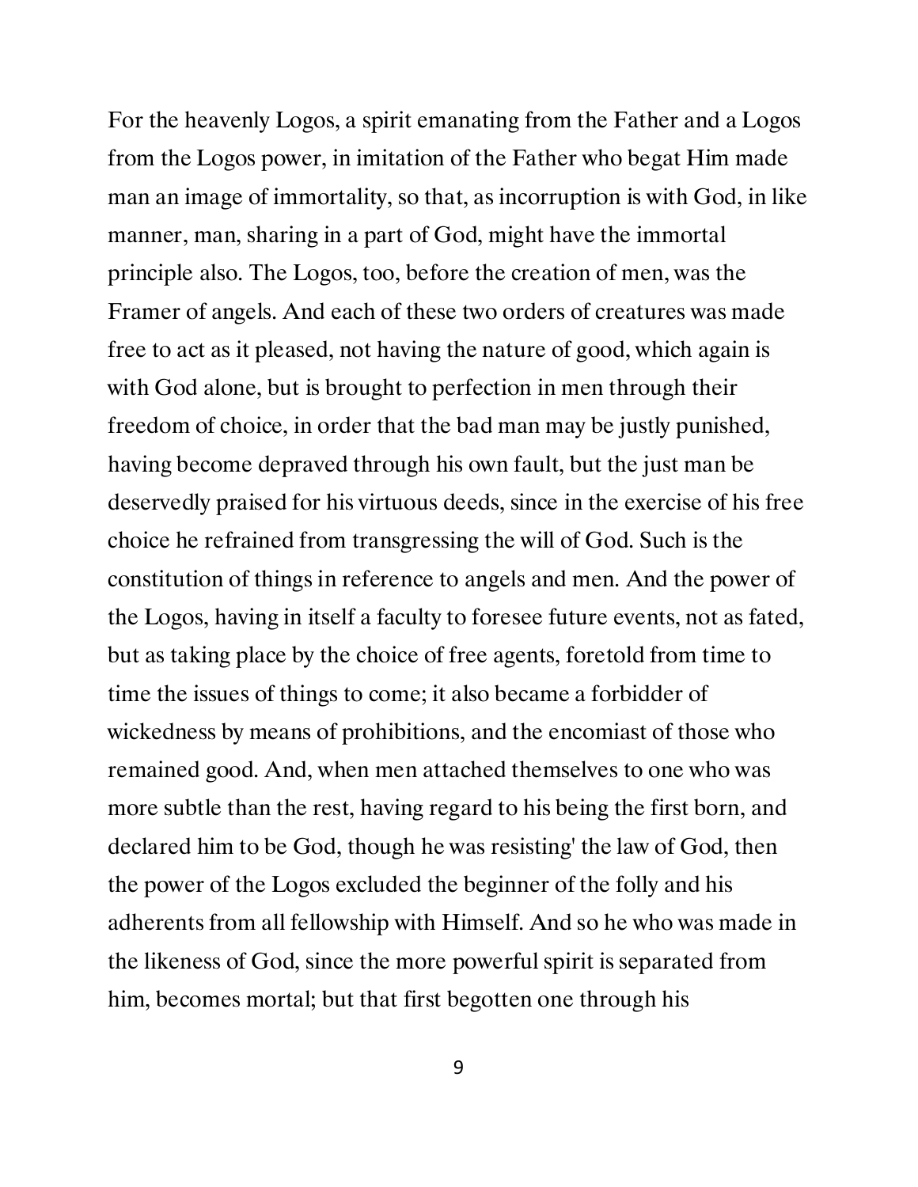For the heavenly Logos, a spirit emanating from the Father and a Logos from the Logos power, in imitation of the Father who begat Him made man an image of immortality, so that, as incorruption is with God, in like manner, man, sharing in a part of God, might have the immortal principle also. The Logos, too, before the creation of men, was the Framer of angels. And each of these two orders of creatures was made free to act as it pleased, not having the nature of good, which again is with God alone, but is brought to perfection in men through their freedom of choice, in order that the bad man may be justly punished, having become depraved through his own fault, but the just man be deservedly praised for his virtuous deeds, since in the exercise of his free choice he refrained from transgressing the will of God. Such is the constitution of things in reference to angels and men. And the power of the Logos, having in itself a faculty to foresee future events, not as fated, but as taking place by the choice of free agents, foretold from time to time the issues of things to come; it also became a forbidder of wickedness by means of prohibitions, and the encomiast of those who remained good. And, when men attached themselves to one who was more subtle than the rest, having regard to his being the first born, and declared him to be God, though he was resisting' the law of God, then the power of the Logos excluded the beginner of the folly and his adherents from all fellowship with Himself. And so he who was made in the likeness of God, since the more powerful spirit is separated from him, becomes mortal; but that first begotten one through his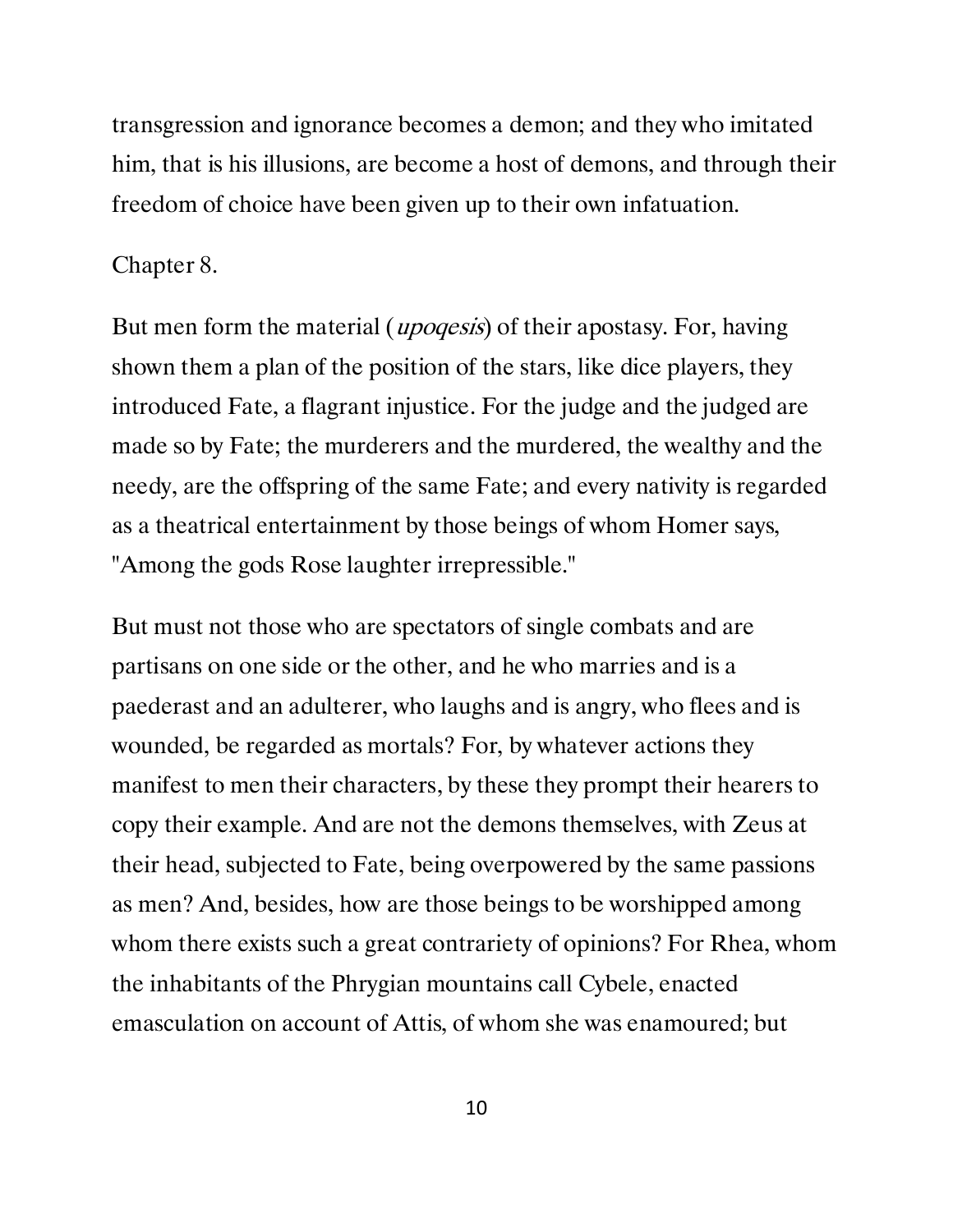transgression and ignorance becomes a demon; and they who imitated him, that is his illusions, are become a host of demons, and through their freedom of choice have been given up to their own infatuation.

## Chapter 8.

But men form the material (*upoqesis*) of their apostasy. For, having shown them a plan of the position of the stars, like dice players, they introduced Fate, a flagrant injustice. For the judge and the judged are made so by Fate; the murderers and the murdered, the wealthy and the needy, are the offspring of the same Fate; and every nativity is regarded as a theatrical entertainment by those beings of whom Homer says, "Among the gods Rose laughter irrepressible."

But must not those who are spectators of single combats and are partisans on one side or the other, and he who marries and is a paederast and an adulterer, who laughs and is angry, who flees and is wounded, be regarded as mortals? For, by whatever actions they manifest to men their characters, by these they prompt their hearers to copy their example. And are not the demons themselves, with Zeus at their head, subjected to Fate, being overpowered by the same passions as men? And, besides, how are those beings to be worshipped among whom there exists such a great contrariety of opinions? For Rhea, whom the inhabitants of the Phrygian mountains call Cybele, enacted emasculation on account of Attis, of whom she was enamoured; but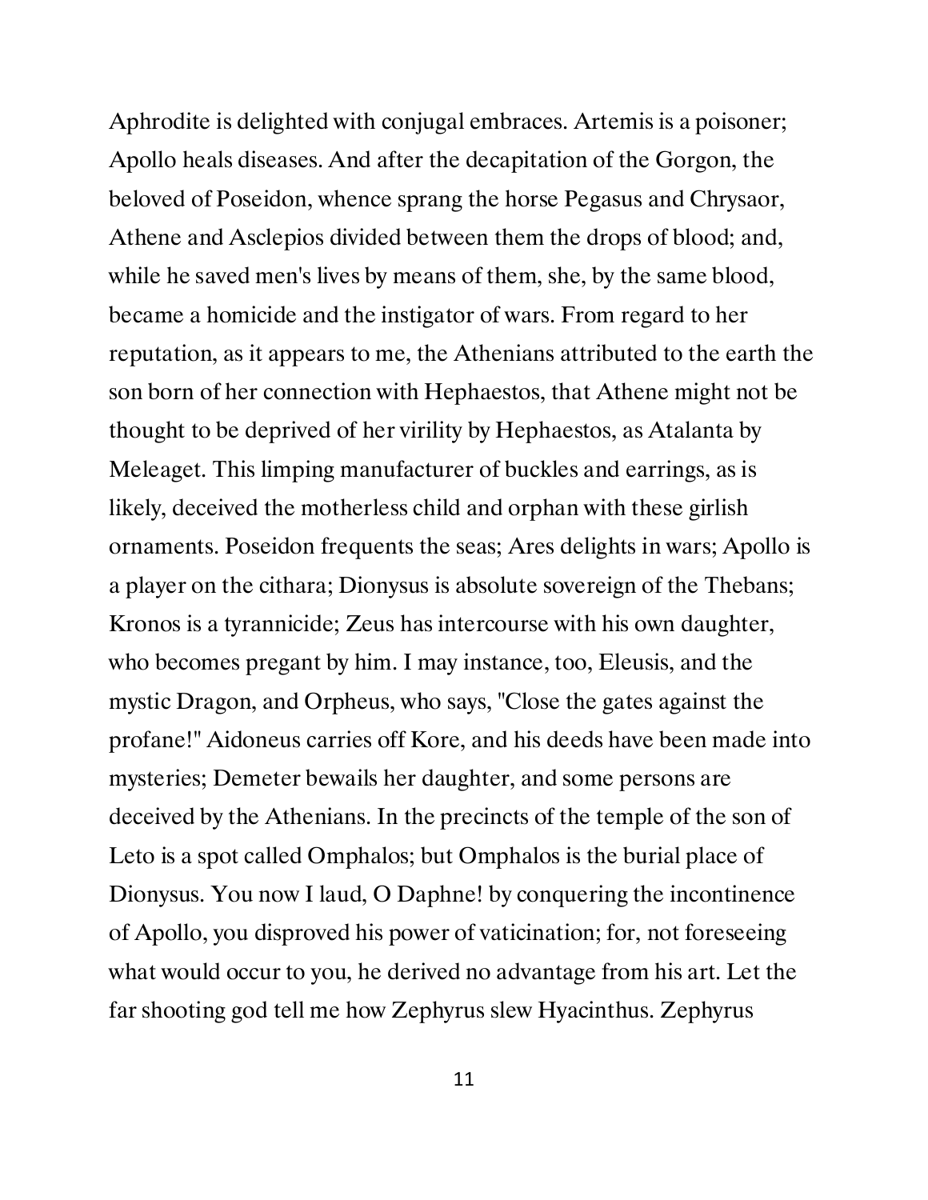Aphrodite is delighted with conjugal embraces. Artemis is a poisoner; Apollo heals diseases. And after the decapitation of the Gorgon, the beloved of Poseidon, whence sprang the horse Pegasus and Chrysaor, Athene and Asclepios divided between them the drops of blood; and, while he saved men's lives by means of them, she, by the same blood, became a homicide and the instigator of wars. From regard to her reputation, as it appears to me, the Athenians attributed to the earth the son born of her connection with Hephaestos, that Athene might not be thought to be deprived of her virility by Hephaestos, as Atalanta by Meleaget. This limping manufacturer of buckles and earrings, as is likely, deceived the motherless child and orphan with these girlish ornaments. Poseidon frequents the seas; Ares delights in wars; Apollo is a player on the cithara; Dionysus is absolute sovereign of the Thebans; Kronos is a tyrannicide; Zeus has intercourse with his own daughter, who becomes pregant by him. I may instance, too, Eleusis, and the mystic Dragon, and Orpheus, who says, "Close the gates against the profane!" Aidoneus carries off Kore, and his deeds have been made into mysteries; Demeter bewails her daughter, and some persons are deceived by the Athenians. In the precincts of the temple of the son of Leto is a spot called Omphalos; but Omphalos is the burial place of Dionysus. You now I laud, O Daphne! by conquering the incontinence of Apollo, you disproved his power of vaticination; for, not foreseeing what would occur to you, he derived no advantage from his art. Let the far shooting god tell me how Zephyrus slew Hyacinthus. Zephyrus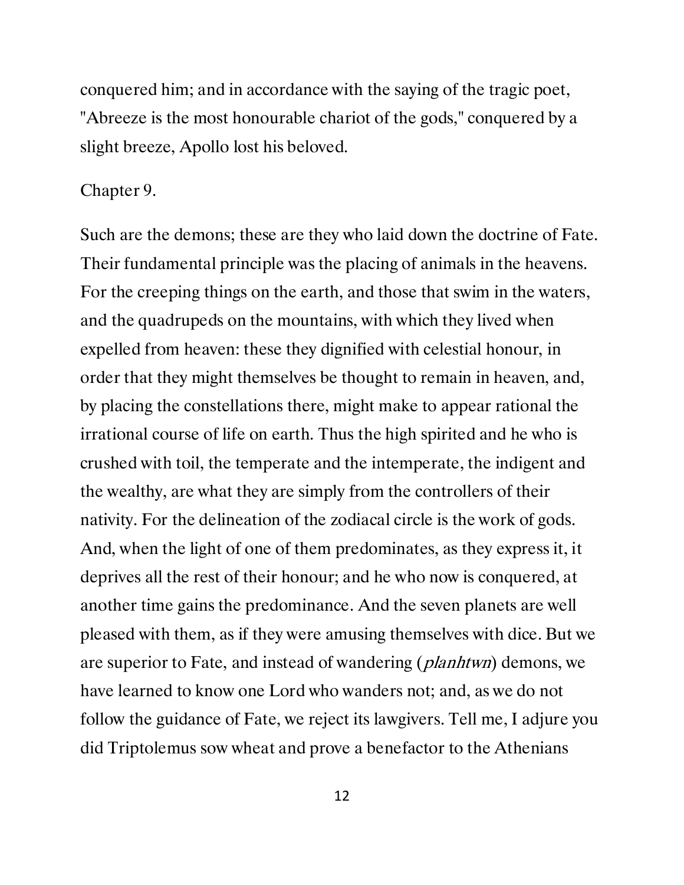conquered him; and in accordance with the saying of the tragic poet, "Abreeze is the most honourable chariot of the gods," conquered by a slight breeze, Apollo lost his beloved.

## Chapter 9.

Such are the demons; these are they who laid down the doctrine of Fate. Their fundamental principle was the placing of animals in the heavens. For the creeping things on the earth, and those that swim in the waters, and the quadrupeds on the mountains, with which they lived when expelled from heaven: these they dignified with celestial honour, in order that they might themselves be thought to remain in heaven, and, by placing the constellations there, might make to appear rational the irrational course of life on earth. Thus the high spirited and he who is crushed with toil, the temperate and the intemperate, the indigent and the wealthy, are what they are simply from the controllers of their nativity. For the delineation of the zodiacal circle is the work of gods. And, when the light of one of them predominates, as they express it, it deprives all the rest of their honour; and he who now is conquered, at another time gains the predominance. And the seven planets are well pleased with them, as if they were amusing themselves with dice. But we are superior to Fate, and instead of wandering (*planhtwn*) demons, we have learned to know one Lord who wanders not; and, as we do not follow the guidance of Fate, we reject its lawgivers. Tell me, I adjure you did Triptolemus sow wheat and prove a benefactor to the Athenians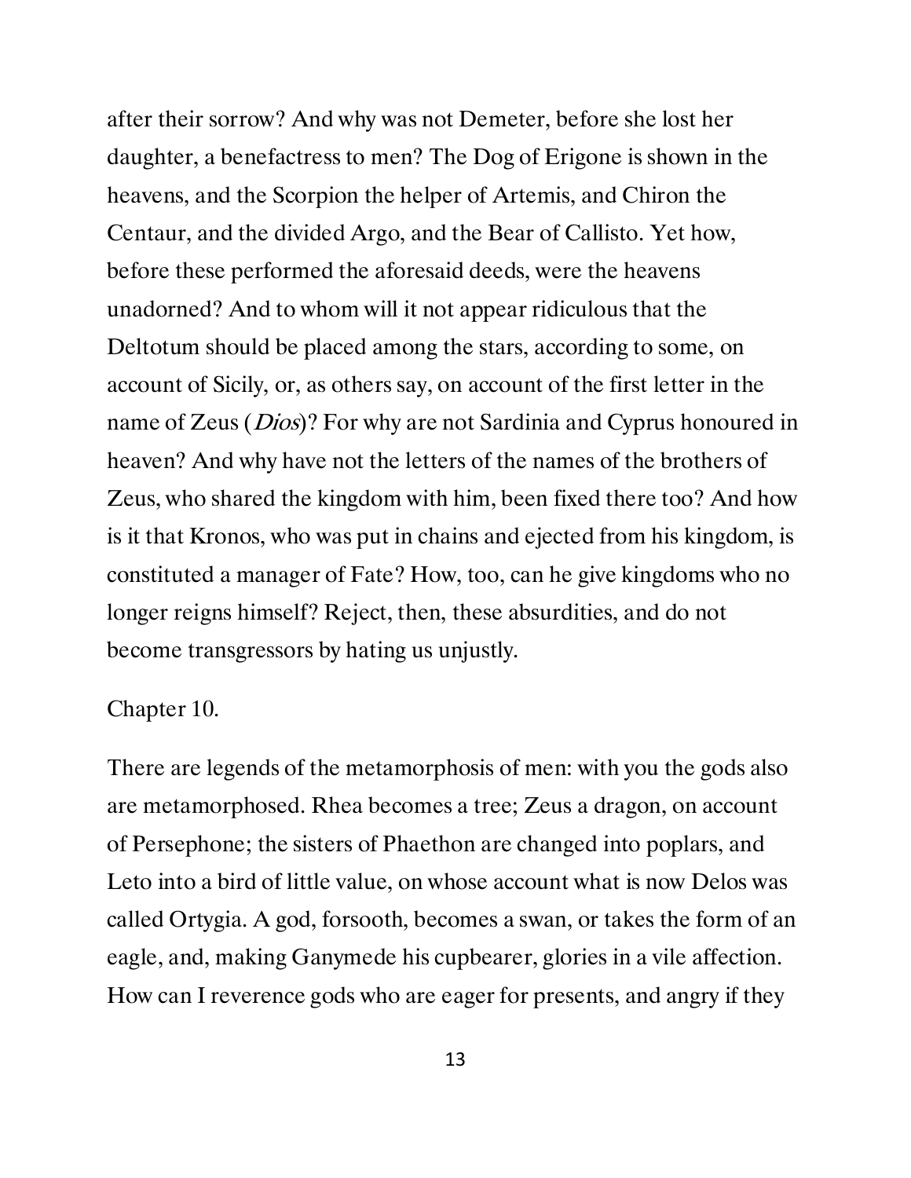after their sorrow? And why was not Demeter, before she lost her daughter, a benefactress to men? The Dog of Erigone is shown in the heavens, and the Scorpion the helper of Artemis, and Chiron the Centaur, and the divided Argo, and the Bear of Callisto. Yet how, before these performed the aforesaid deeds, were the heavens unadorned? And to whom will it not appear ridiculous that the Deltotum should be placed among the stars, according to some, on account of Sicily, or, as others say, on account of the first letter in the name of Zeus (*Dios*)? For why are not Sardinia and Cyprus honoured in heaven? And why have not the letters of the names of the brothers of Zeus, who shared the kingdom with him, been fixed there too? And how is it that Kronos, who was put in chains and ejected from his kingdom, is constituted a manager of Fate? How, too, can he give kingdoms who no longer reigns himself? Reject, then, these absurdities, and do not become transgressors by hating us unjustly.

## Chapter 10.

There are legends of the metamorphosis of men: with you the gods also are metamorphosed. Rhea becomes a tree; Zeus a dragon, on account of Persephone; the sisters of Phaethon are changed into poplars, and Leto into a bird of little value, on whose account what is now Delos was called Ortygia. A god, forsooth, becomes a swan, or takes the form of an eagle, and, making Ganymede his cupbearer, glories in a vile affection. How can I reverence gods who are eager for presents, and angry if they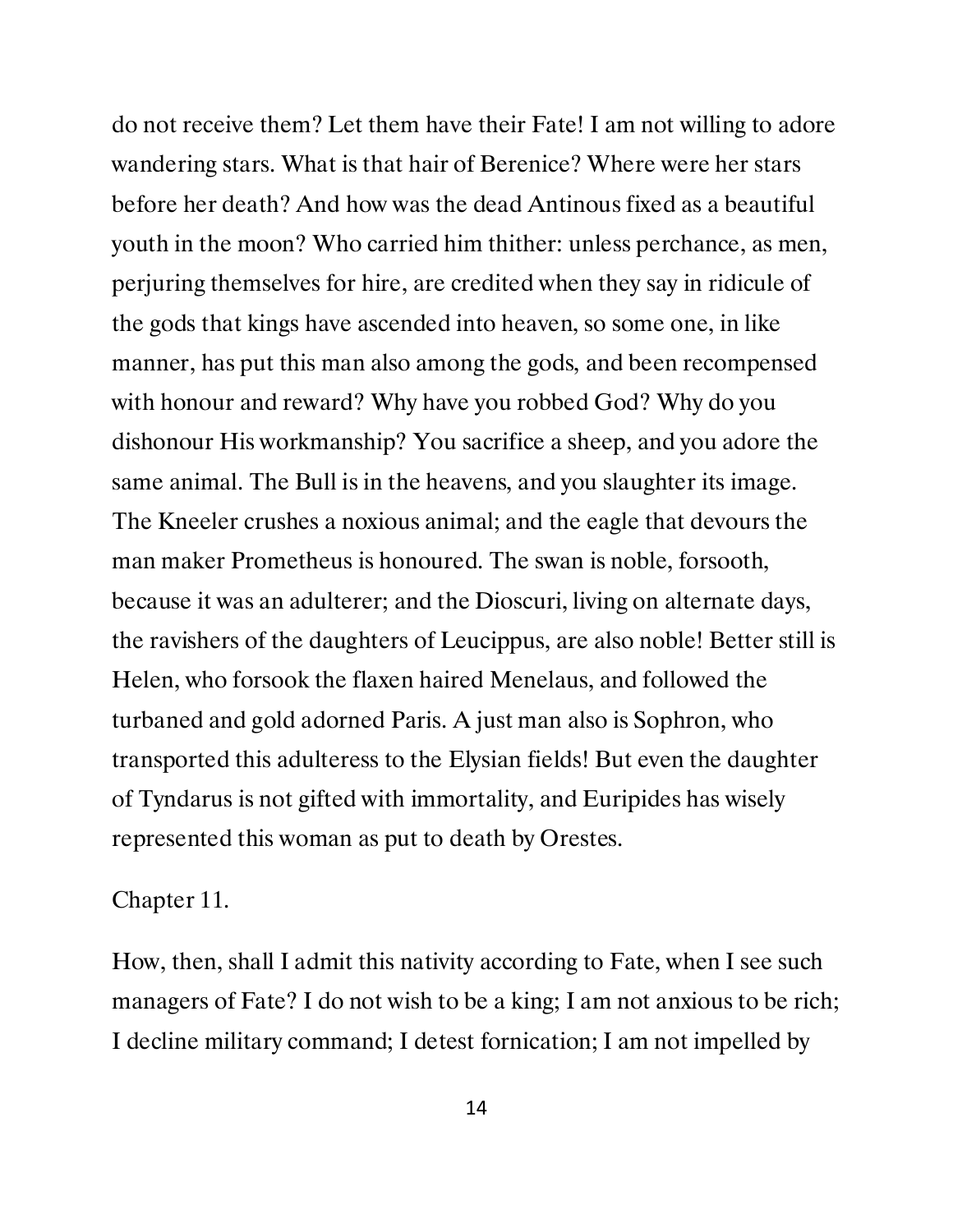do not receive them? Let them have their Fate! I am not willing to adore wandering stars. What is that hair of Berenice? Where were her stars before her death? And how was the dead Antinous fixed as a beautiful youth in the moon? Who carried him thither: unless perchance, as men, perjuring themselves for hire, are credited when they say in ridicule of the gods that kings have ascended into heaven, so some one, in like manner, has put this man also among the gods, and been recompensed with honour and reward? Why have you robbed God? Why do you dishonour His workmanship? You sacrifice a sheep, and you adore the same animal. The Bull is in the heavens, and you slaughter its image. The Kneeler crushes a noxious animal; and the eagle that devours the man maker Prometheus is honoured. The swan is noble, forsooth, because it was an adulterer; and the Dioscuri, living on alternate days, the ravishers of the daughters of Leucippus, are also noble! Better still is Helen, who forsook the flaxen haired Menelaus, and followed the turbaned and gold adorned Paris. A just man also is Sophron, who transported this adulteress to the Elysian fields! But even the daughter of Tyndarus is not gifted with immortality, and Euripides has wisely represented this woman as put to death by Orestes.

## Chapter 11.

How, then, shall I admit this nativity according to Fate, when I see such managers of Fate? I do not wish to be a king; I am not anxious to be rich; I decline military command; I detest fornication; I am not impelled by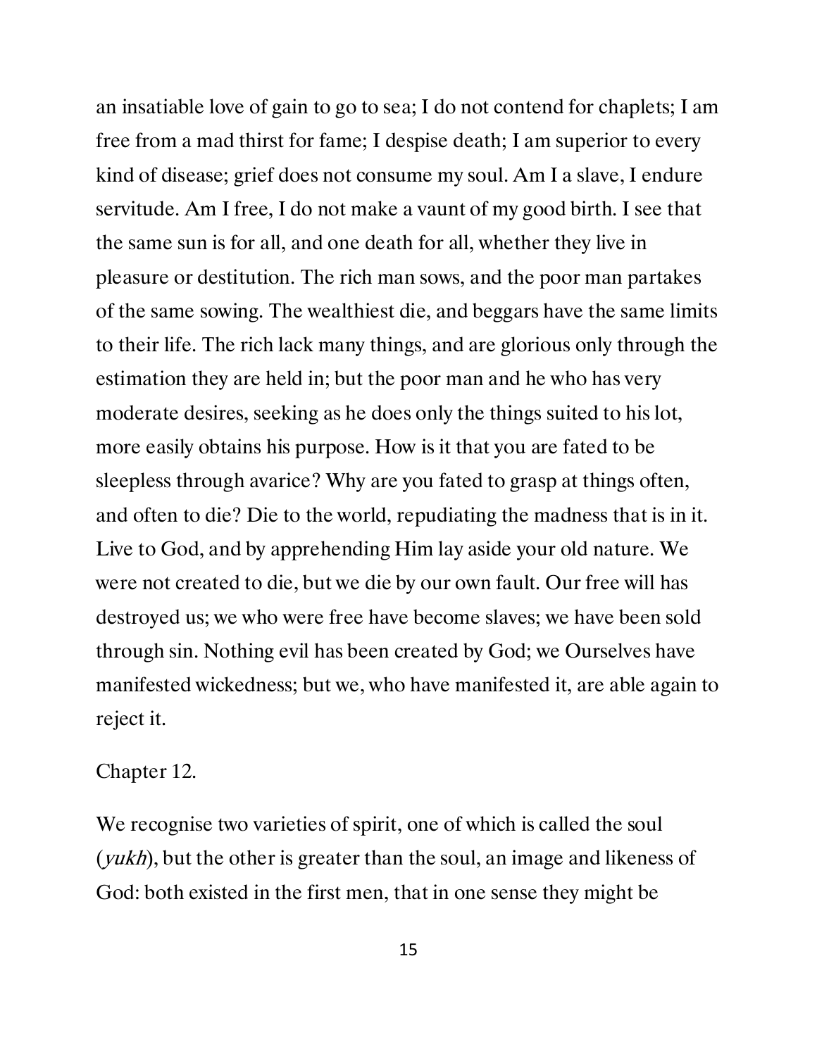an insatiable love of gain to go to sea; I do not contend for chaplets; I am free from a mad thirst for fame; I despise death; I am superior to every kind of disease; grief does not consume my soul. Am I a slave, I endure servitude. Am I free, I do not make a vaunt of my good birth. I see that the same sun is for all, and one death for all, whether they live in pleasure or destitution. The rich man sows, and the poor man partakes of the same sowing. The wealthiest die, and beggars have the same limits to their life. The rich lack many things, and are glorious only through the estimation they are held in; but the poor man and he who has very moderate desires, seeking as he does only the things suited to his lot, more easily obtains his purpose. How is it that you are fated to be sleepless through avarice? Why are you fated to grasp at things often, and often to die? Die to the world, repudiating the madness that is in it. Live to God, and by apprehending Him lay aside your old nature. We were not created to die, but we die by our own fault. Our free will has destroyed us; we who were free have become slaves; we have been sold through sin. Nothing evil has been created by God; we Ourselves have manifested wickedness; but we, who have manifested it, are able again to reject it.

## Chapter 12.

We recognise two varieties of spirit, one of which is called the soul (*yukh*), but the other is greater than the soul, an image and likeness of God: both existed in the first men, that in one sense they might be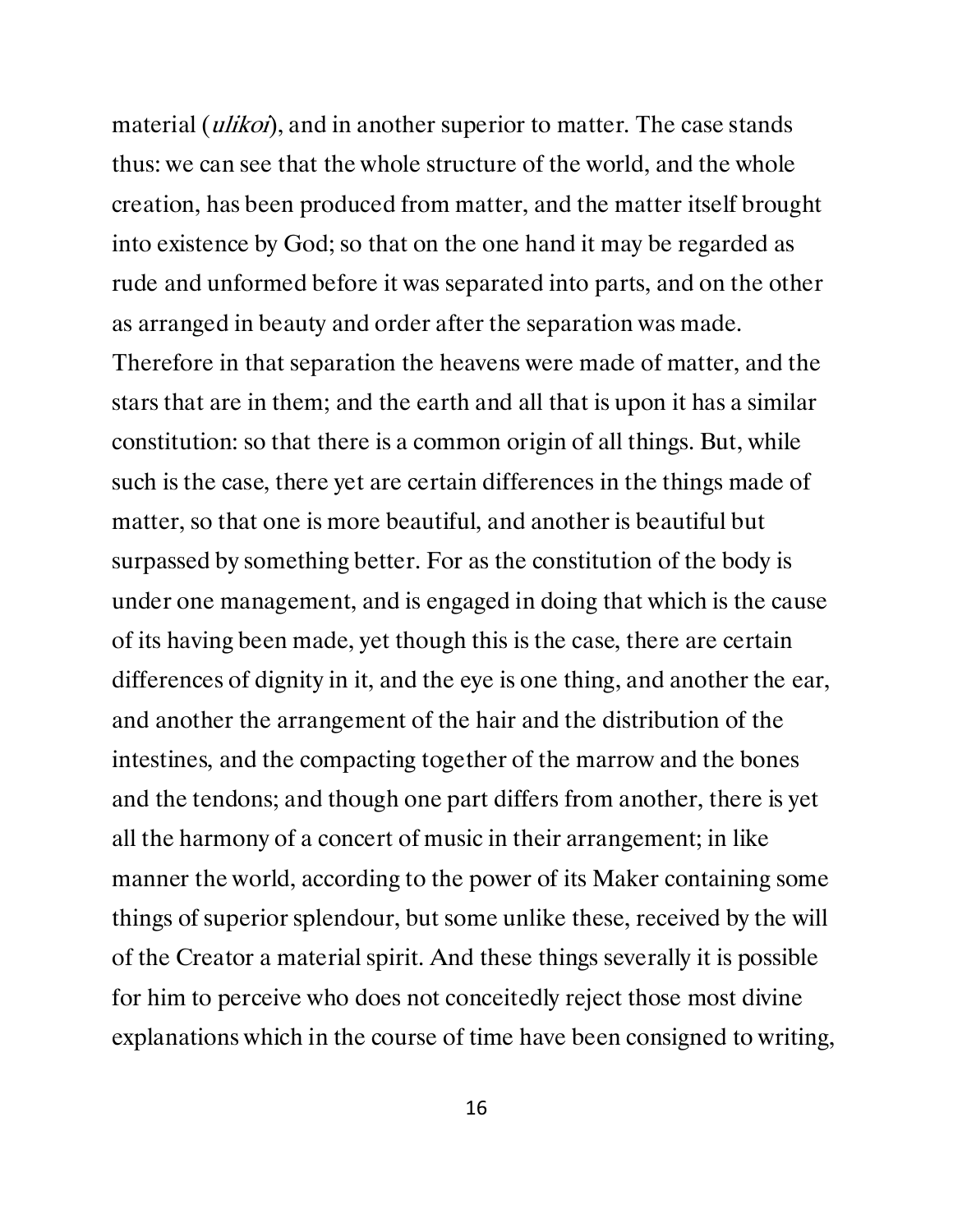material (*ulikoi*), and in another superior to matter. The case stands thus: we can see that the whole structure of the world, and the whole creation, has been produced from matter, and the matter itself brought into existence by God; so that on the one hand it may be regarded as rude and unformed before it was separated into parts, and on the other as arranged in beauty and order after the separation was made. Therefore in that separation the heavens were made of matter, and the stars that are in them; and the earth and all that is upon it has a similar constitution: so that there is a common origin of all things. But, while such is the case, there yet are certain differences in the things made of matter, so that one is more beautiful, and another is beautiful but surpassed by something better. For as the constitution of the body is under one management, and is engaged in doing that which is the cause of its having been made, yet though this is the case, there are certain differences of dignity in it, and the eye is one thing, and another the ear, and another the arrangement of the hair and the distribution of the intestines, and the compacting together of the marrow and the bones and the tendons; and though one part differs from another, there is yet all the harmony of a concert of music in their arrangement; in like manner the world, according to the power of its Maker containing some things of superior splendour, but some unlike these, received by the will of the Creator a material spirit. And these things severally it is possible for him to perceive who does not conceitedly reject those most divine explanations which in the course of time have been consigned to writing,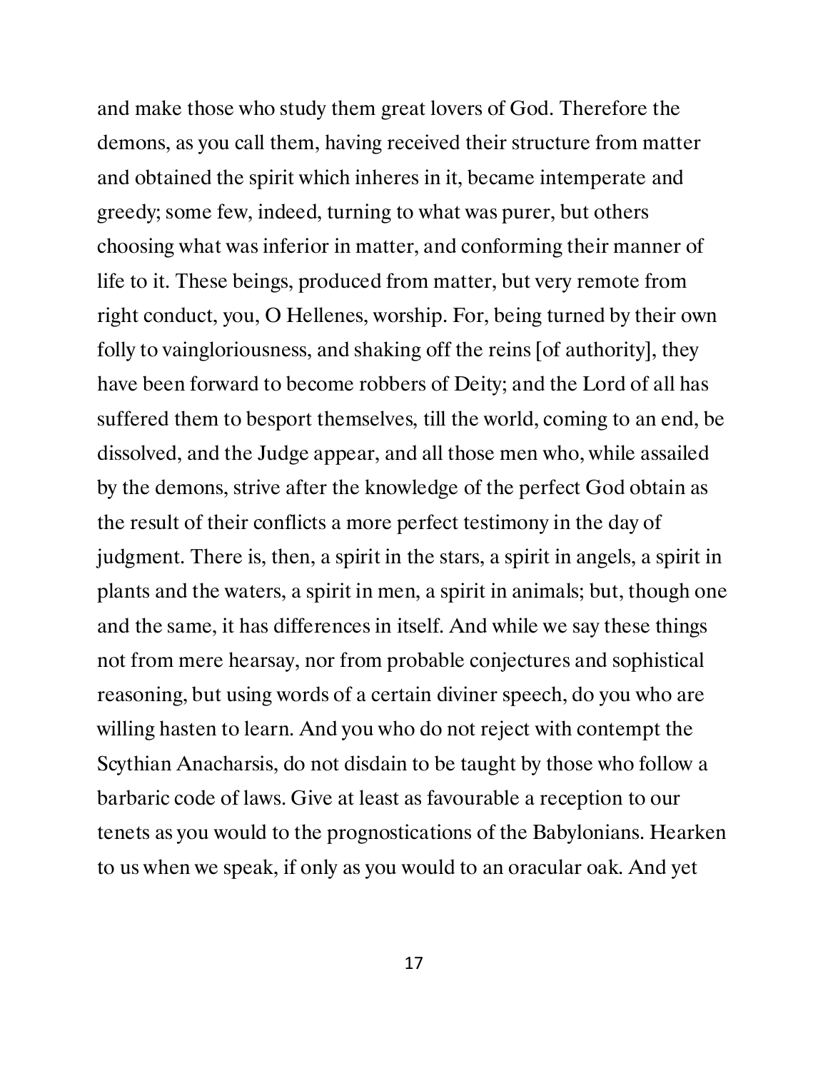and make those who study them great lovers of God. Therefore the demons, as you call them, having received their structure from matter and obtained the spirit which inheres in it, became intemperate and greedy; some few, indeed, turning to what was purer, but others choosing what was inferior in matter, and conforming their manner of life to it. These beings, produced from matter, but very remote from right conduct, you, O Hellenes, worship. For, being turned by their own folly to vaingloriousness, and shaking off the reins [of authority], they have been forward to become robbers of Deity; and the Lord of all has suffered them to besport themselves, till the world, coming to an end, be dissolved, and the Judge appear, and all those men who, while assailed by the demons, strive after the knowledge of the perfect God obtain as the result of their conflicts a more perfect testimony in the day of judgment. There is, then, a spirit in the stars, a spirit in angels, a spirit in plants and the waters, a spirit in men, a spirit in animals; but, though one and the same, it has differences in itself. And while we say these things not from mere hearsay, nor from probable conjectures and sophistical reasoning, but using words of a certain diviner speech, do you who are willing hasten to learn. And you who do not reject with contempt the Scythian Anacharsis, do not disdain to be taught by those who follow a barbaric code of laws. Give at least as favourable a reception to our tenets as you would to the prognostications of the Babylonians. Hearken to us when we speak, if only as you would to an oracular oak. And yet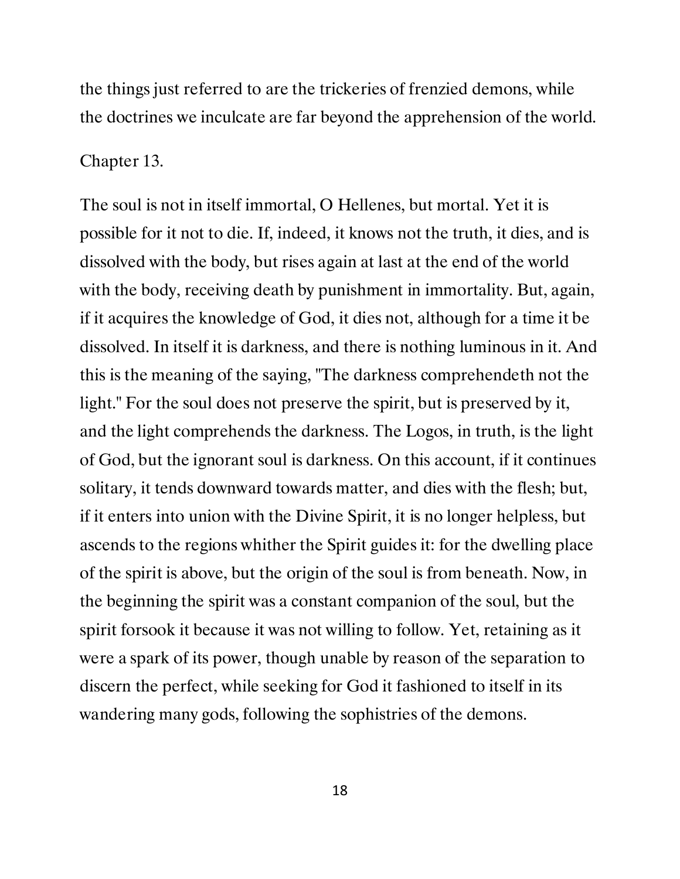the things just referred to are the trickeries of frenzied demons, while the doctrines we inculcate are far beyond the apprehension of the world.

## Chapter 13.

The soul is not in itself immortal, O Hellenes, but mortal. Yet it is possible for it not to die. If, indeed, it knows not the truth, it dies, and is dissolved with the body, but rises again at last at the end of the world with the body, receiving death by punishment in immortality. But, again, if it acquires the knowledge of God, it dies not, although for a time it be dissolved. In itself it is darkness, and there is nothing luminous in it. And this is the meaning of the saying, "The darkness comprehendeth not the light." For the soul does not preserve the spirit, but is preserved by it, and the light comprehends the darkness. The Logos, in truth, is the light of God, but the ignorant soul is darkness. On this account, if it continues solitary, it tends downward towards matter, and dies with the flesh; but, if it enters into union with the Divine Spirit, it is no longer helpless, but ascends to the regions whither the Spirit guides it: for the dwelling place of the spirit is above, but the origin of the soul is from beneath. Now, in the beginning the spirit was a constant companion of the soul, but the spirit forsook it because it was not willing to follow. Yet, retaining as it were a spark of its power, though unable by reason of the separation to discern the perfect, while seeking for God it fashioned to itself in its wandering many gods, following the sophistries of the demons.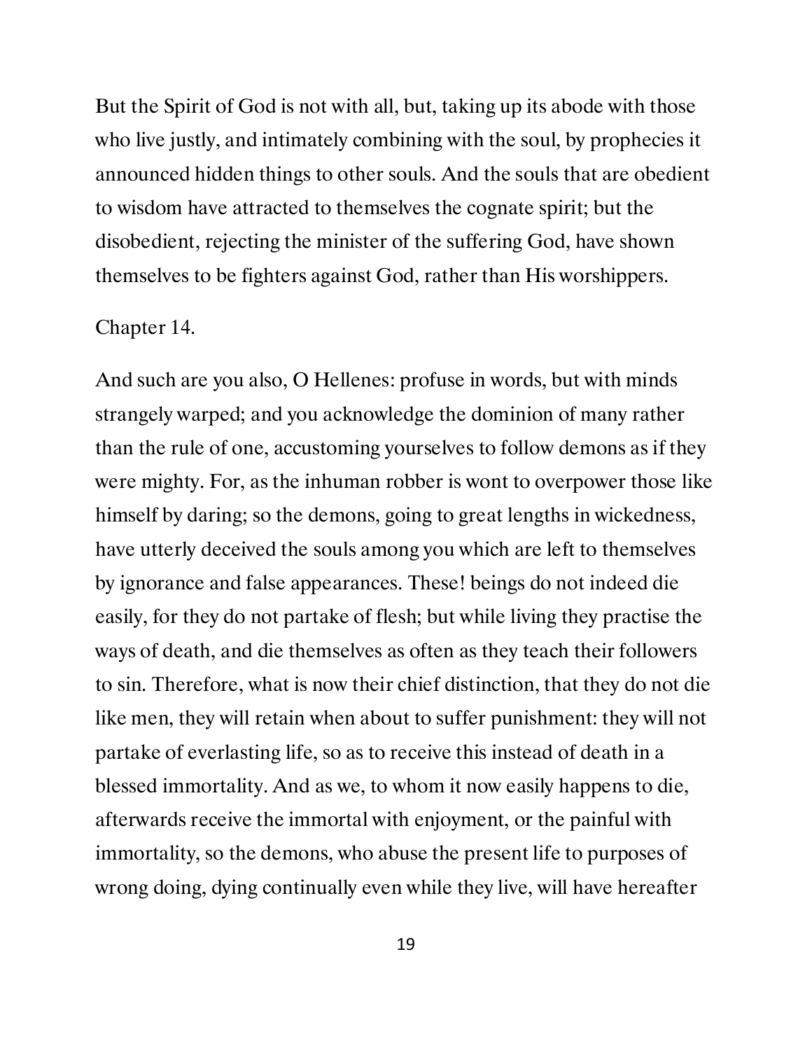But the Spirit of God is not with all, but, taking up its abode with those who live justly, and intimately combining with the soul, by prophecies it announced hidden things to other souls. And the souls that are obedient to wisdom have attracted to themselves the cognate spirit; but the disobedient, rejecting the minister of the suffering God, have shown themselves to be fighters against God, rather than His worshippers.

## Chapter 14.

And such are you also, O Hellenes: profuse in words, but with minds strangely warped; and you acknowledge the dominion of many rather than the rule of one, accustoming yourselves to follow demons as if they were mighty. For, as the inhuman robber is wont to overpower those like himself by daring; so the demons, going to great lengths in wickedness, have utterly deceived the souls among you which are left to themselves by ignorance and false appearances. These! beings do not indeed die easily, for they do not partake of flesh; but while living they practise the ways of death, and die themselves as often as they teach their followers to sin. Therefore, what is now their chief distinction, that they do not die like men, they will retain when about to suffer punishment: they will not partake of everlasting life, so as to receive this instead of death in a blessed immortality. And as we, to whom it now easily happens to die, afterwards receive the immortal with enjoyment, or the painful with immortality, so the demons, who abuse the present life to purposes of wrong doing, dying continually even while they live, will have hereafter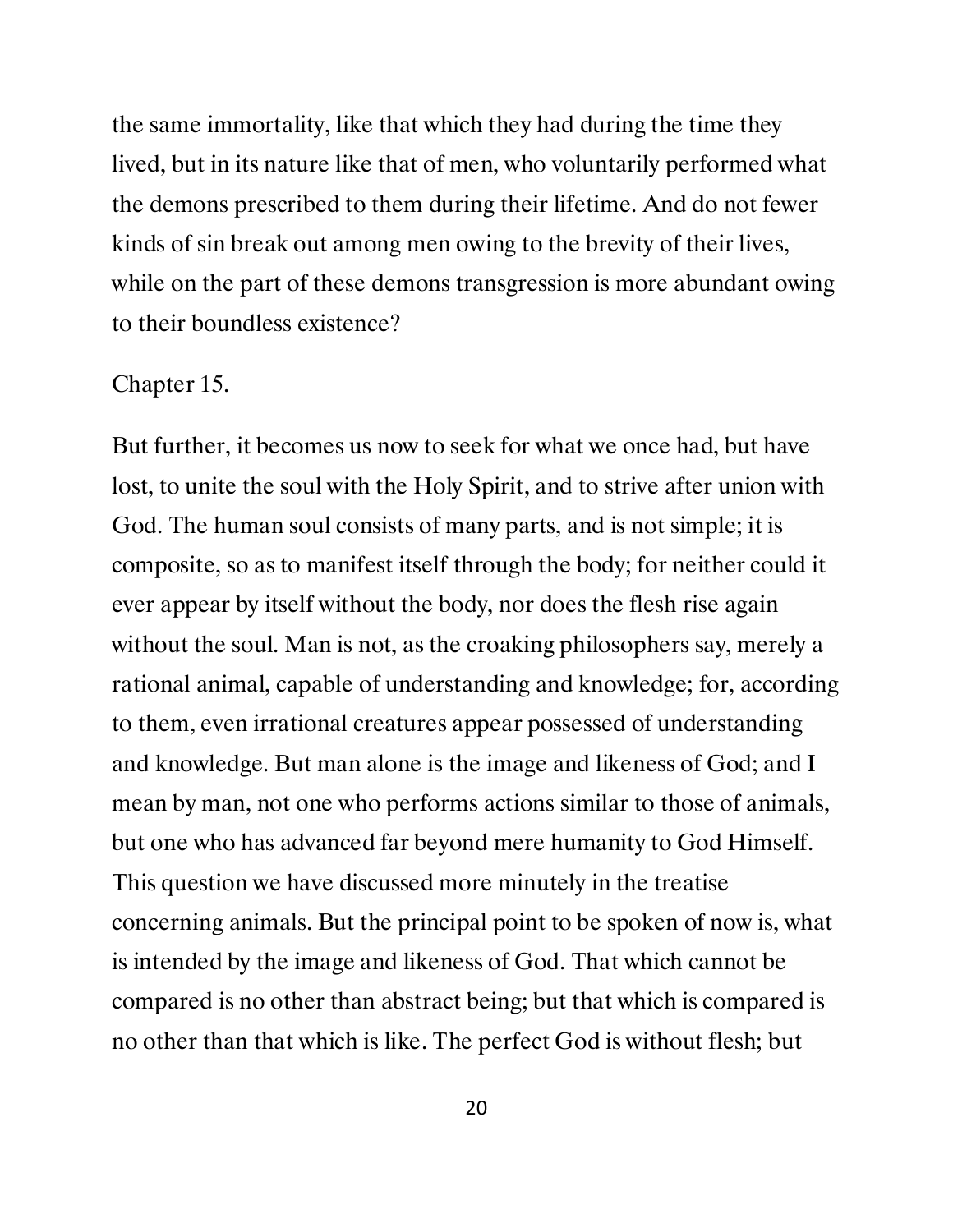the same immortality, like that which they had during the time they lived, but in its nature like that of men, who voluntarily performed what the demons prescribed to them during their lifetime. And do not fewer kinds of sin break out among men owing to the brevity of their lives, while on the part of these demons transgression is more abundant owing to their boundless existence?

## Chapter 15.

But further, it becomes us now to seek for what we once had, but have lost, to unite the soul with the Holy Spirit, and to strive after union with God. The human soul consists of many parts, and is not simple; it is composite, so as to manifest itself through the body; for neither could it ever appear by itself without the body, nor does the flesh rise again without the soul. Man is not, as the croaking philosophers say, merely a rational animal, capable of understanding and knowledge; for, according to them, even irrational creatures appear possessed of understanding and knowledge. But man alone is the image and likeness of God; and I mean by man, not one who performs actions similar to those of animals, but one who has advanced far beyond mere humanity to God Himself. This question we have discussed more minutely in the treatise concerning animals. But the principal point to be spoken of now is, what is intended by the image and likeness of God. That which cannot be compared is no other than abstract being; but that which is compared is no other than that which is like. The perfect God is without flesh; but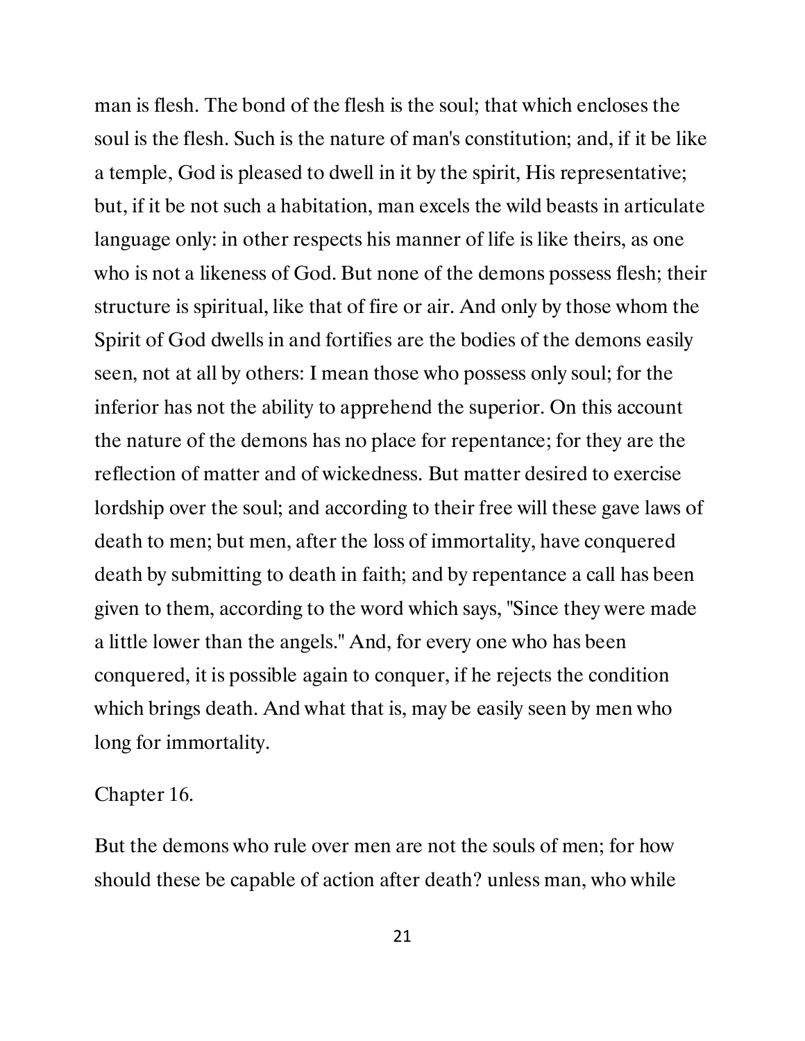man is flesh. The bond of the flesh is the soul; that which encloses the soul is the flesh. Such is the nature of man's constitution; and, if it be like a temple, God is pleased to dwell in it by the spirit, His representative; but, if it be not such a habitation, man excels the wild beasts in articulate language only: in other respects his manner of life is like theirs, as one who is not a likeness of God. But none of the demons possess flesh; their structure is spiritual, like that of fire or air. And only by those whom the Spirit of God dwells in and fortifies are the bodies of the demons easily seen, not at all by others: I mean those who possess only soul; for the inferior has not the ability to apprehend the superior. On this account the nature of the demons has no place for repentance; for they are the reflection of matter and of wickedness. But matter desired to exercise lordship over the soul; and according to their free will these gave laws of death to men; but men, after the loss of immortality, have conquered death by submitting to death in faith; and by repentance a call has been given to them, according to the word which says, "Since they were made a little lower than the angels." And, for every one who has been conquered, it is possible again to conquer, if he rejects the condition which brings death. And what that is, may be easily seen by men who long for immortality.

## Chapter 16.

But the demons who rule over men are not the souls of men; for how should these be capable of action after death? unless man, who while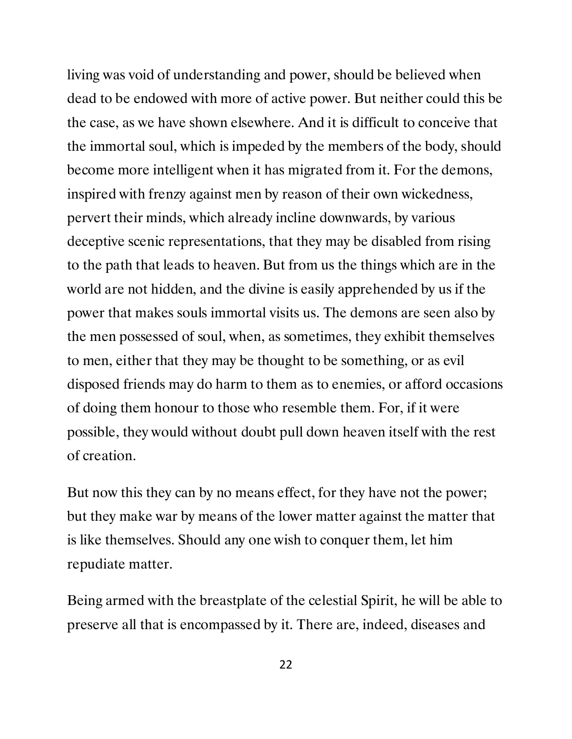living was void of understanding and power, should be believed when dead to be endowed with more of active power. But neither could this be the case, as we have shown elsewhere. And it is difficult to conceive that the immortal soul, which is impeded by the members of the body, should become more intelligent when it has migrated from it. For the demons, inspired with frenzy against men by reason of their own wickedness, pervert their minds, which already incline downwards, by various deceptive scenic representations, that they may be disabled from rising to the path that leads to heaven. But from us the things which are in the world are not hidden, and the divine is easily apprehended by us if the power that makes souls immortal visits us. The demons are seen also by the men possessed of soul, when, as sometimes, they exhibit themselves to men, either that they may be thought to be something, or as evil disposed friends may do harm to them as to enemies, or afford occasions of doing them honour to those who resemble them. For, if it were possible, they would without doubt pull down heaven itself with the rest of creation.

But now this they can by no means effect, for they have not the power; but they make war by means of the lower matter against the matter that is like themselves. Should any one wish to conquer them, let him repudiate matter.

Being armed with the breastplate of the celestial Spirit, he will be able to preserve all that is encompassed by it. There are, indeed, diseases and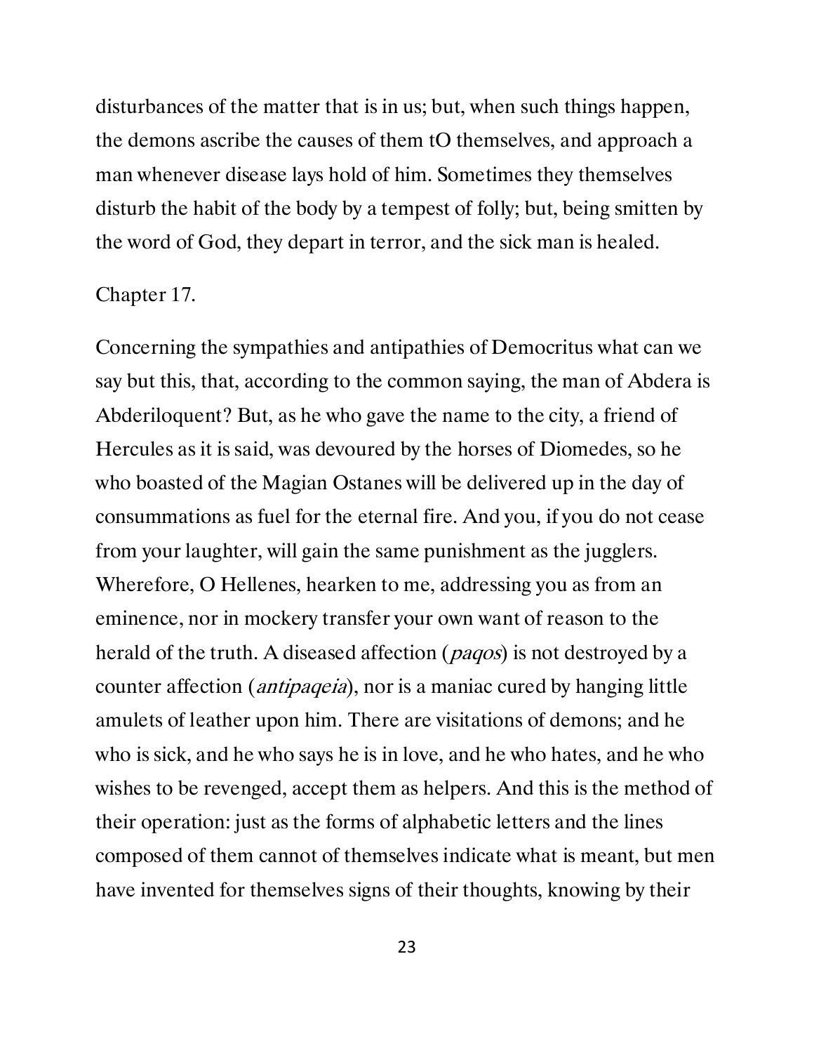disturbances of the matter that is in us; but, when such things happen, the demons ascribe the causes of them tO themselves, and approach a man whenever disease lays hold of him. Sometimes they themselves disturb the habit of the body by a tempest of folly; but, being smitten by the word of God, they depart in terror, and the sick man is healed.

## Chapter 17.

Concerning the sympathies and antipathies of Democritus what can we say but this, that, according to the common saying, the man of Abdera is Abderiloquent? But, as he who gave the name to the city, a friend of Hercules as it is said, was devoured by the horses of Diomedes, so he who boasted of the Magian Ostanes will be delivered up in the day of consummations as fuel for the eternal fire. And you, if you do not cease from your laughter, will gain the same punishment as the jugglers. Wherefore, O Hellenes, hearken to me, addressing you as from an eminence, nor in mockery transfer your own want of reason to the herald of the truth. A diseased affection (*paqos*) is not destroyed by a counter affection (*antipaqeia*), nor is a maniac cured by hanging little amulets of leather upon him. There are visitations of demons; and he who is sick, and he who says he is in love, and he who hates, and he who wishes to be revenged, accept them as helpers. And this is the method of their operation: just as the forms of alphabetic letters and the lines composed of them cannot of themselves indicate what is meant, but men have invented for themselves signs of their thoughts, knowing by their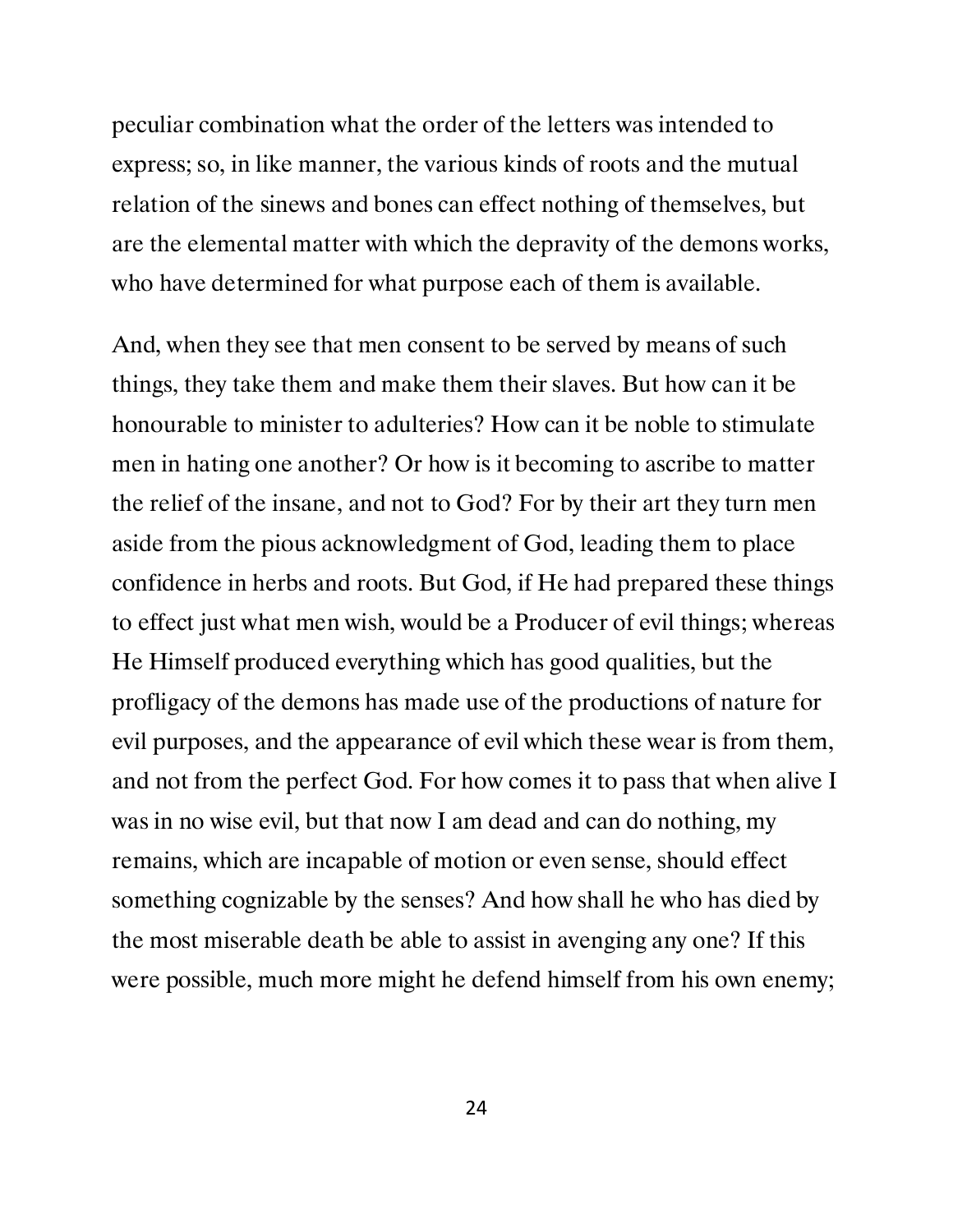peculiar combination what the order of the letters was intended to express; so, in like manner, the various kinds of roots and the mutual relation of the sinews and bones can effect nothing of themselves, but are the elemental matter with which the depravity of the demons works, who have determined for what purpose each of them is available.

And, when they see that men consent to be served by means of such things, they take them and make them their slaves. But how can it be honourable to minister to adulteries? How can it be noble to stimulate men in hating one another? Or how is it becoming to ascribe to matter the relief of the insane, and not to God? For by their art they turn men aside from the pious acknowledgment of God, leading them to place confidence in herbs and roots. But God, if He had prepared these things to effect just what men wish, would be a Producer of evil things; whereas He Himself produced everything which has good qualities, but the profligacy of the demons has made use of the productions of nature for evil purposes, and the appearance of evil which these wear is from them, and not from the perfect God. For how comes it to pass that when alive I was in no wise evil, but that now I am dead and can do nothing, my remains, which are incapable of motion or even sense, should effect something cognizable by the senses? And how shall he who has died by the most miserable death be able to assist in avenging any one? If this were possible, much more might he defend himself from his own enemy;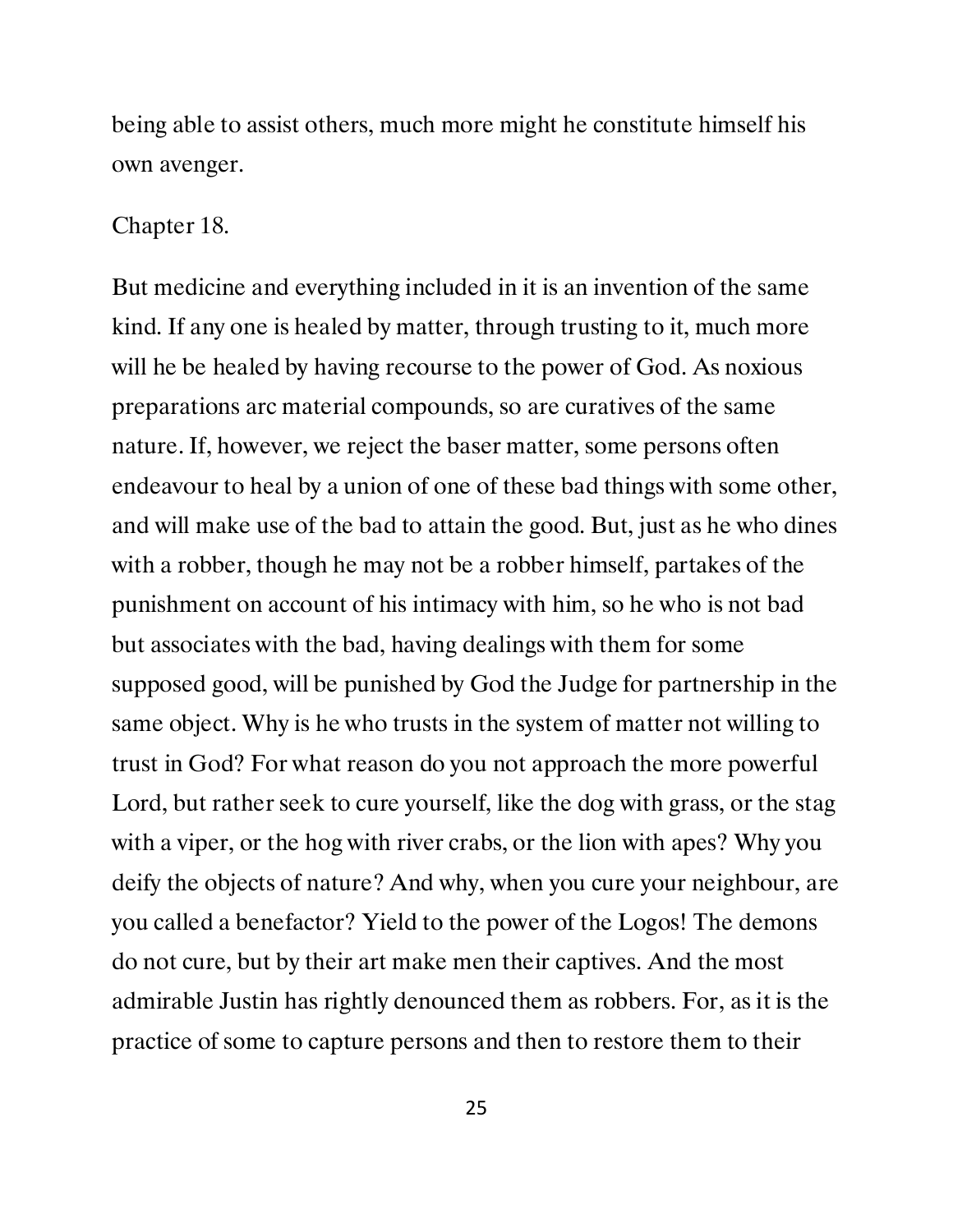being able to assist others, much more might he constitute himself his own avenger.

## Chapter 18.

But medicine and everything included in it is an invention of the same kind. If any one is healed by matter, through trusting to it, much more will he be healed by having recourse to the power of God. As noxious preparations arc material compounds, so are curatives of the same nature. If, however, we reject the baser matter, some persons often endeavour to heal by a union of one of these bad things with some other, and will make use of the bad to attain the good. But, just as he who dines with a robber, though he may not be a robber himself, partakes of the punishment on account of his intimacy with him, so he who is not bad but associates with the bad, having dealings with them for some supposed good, will be punished by God the Judge for partnership in the same object. Why is he who trusts in the system of matter not willing to trust in God? For what reason do you not approach the more powerful Lord, but rather seek to cure yourself, like the dog with grass, or the stag with a viper, or the hog with river crabs, or the lion with apes? Why you deify the objects of nature? And why, when you cure your neighbour, are you called a benefactor? Yield to the power of the Logos! The demons do not cure, but by their art make men their captives. And the most admirable Justin has rightly denounced them as robbers. For, as it is the practice of some to capture persons and then to restore them to their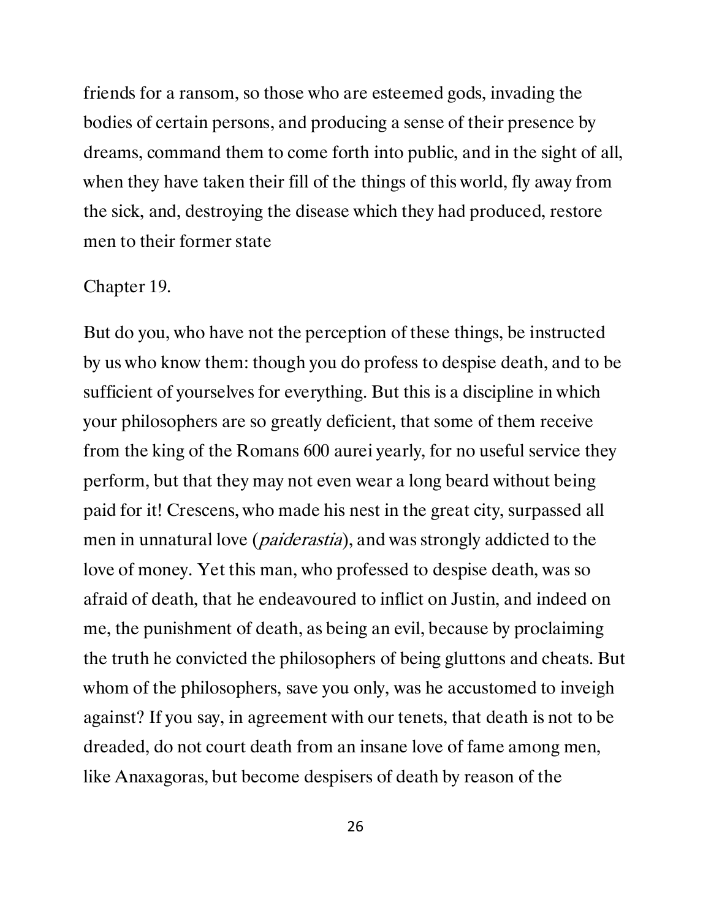friends for a ransom, so those who are esteemed gods, invading the bodies of certain persons, and producing a sense of their presence by dreams, command them to come forth into public, and in the sight of all, when they have taken their fill of the things of this world, fly away from the sick, and, destroying the disease which they had produced, restore men to their former state

## Chapter 19.

But do you, who have not the perception of these things, be instructed by us who know them: though you do profess to despise death, and to be sufficient of yourselves for everything. But this is a discipline in which your philosophers are so greatly deficient, that some of them receive from the king of the Romans 600 aurei yearly, for no useful service they perform, but that they may not even wear a long beard without being paid for it! Crescens, who made his nest in the great city, surpassed all men in unnatural love (*paiderastia*), and was strongly addicted to the love of money. Yet this man, who professed to despise death, was so afraid of death, that he endeavoured to inflict on Justin, and indeed on me, the punishment of death, as being an evil, because by proclaiming the truth he convicted the philosophers of being gluttons and cheats. But whom of the philosophers, save you only, was he accustomed to inveigh against? If you say, in agreement with our tenets, that death is not to be dreaded, do not court death from an insane love of fame among men, like Anaxagoras, but become despisers of death by reason of the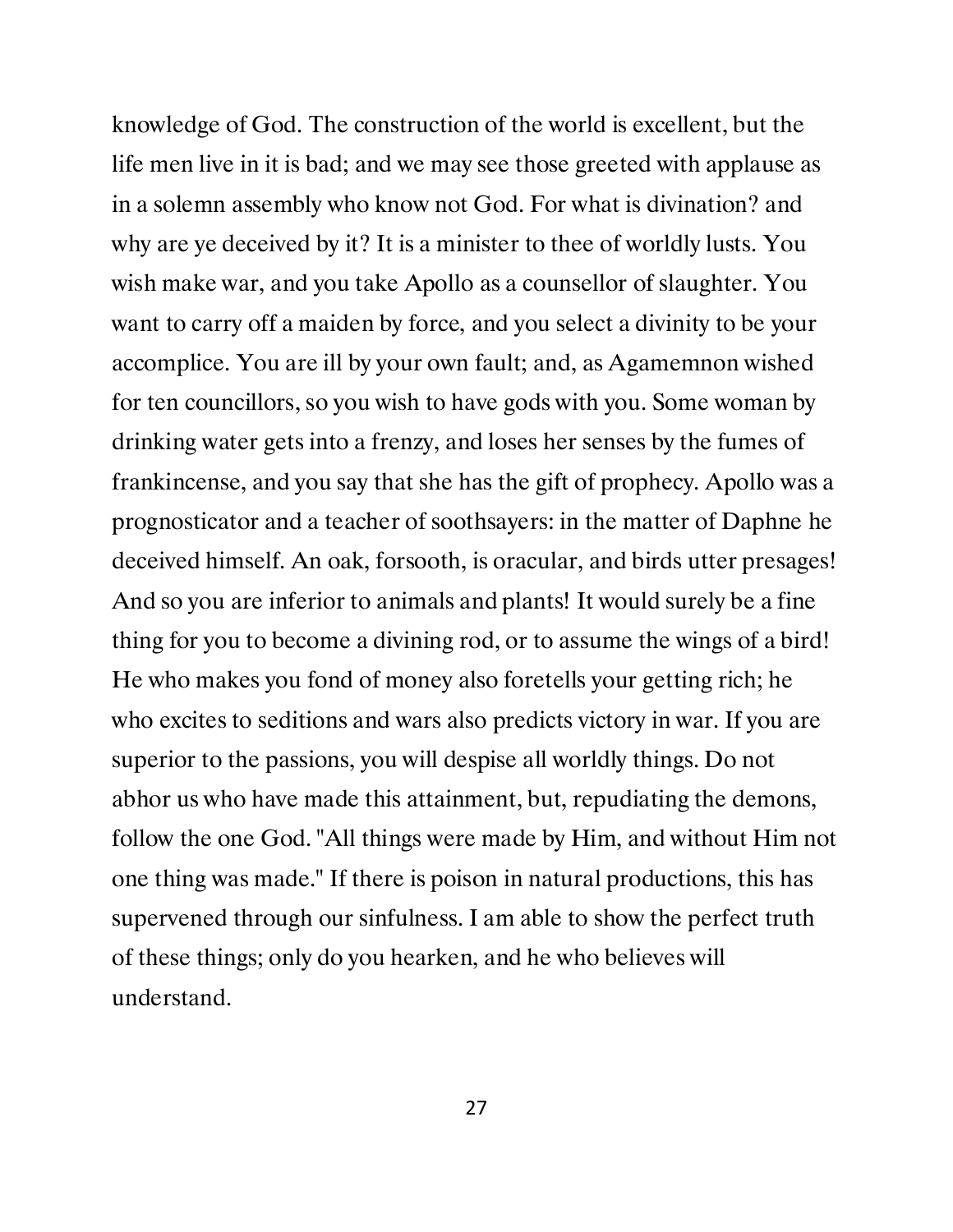knowledge of God. The construction of the world is excellent, but the life men live in it is bad; and we may see those greeted with applause as in a solemn assembly who know not God. For what is divination? and why are ye deceived by it? It is a minister to thee of worldly lusts. You wish make war, and you take Apollo as a counsellor of slaughter. You want to carry off a maiden by force, and you select a divinity to be your accomplice. You are ill by your own fault; and, as Agamemnon wished for ten councillors, so you wish to have gods with you. Some woman by drinking water gets into a frenzy, and loses her senses by the fumes of frankincense, and you say that she has the gift of prophecy. Apollo was a prognosticator and a teacher of soothsayers: in the matter of Daphne he deceived himself. An oak, forsooth, is oracular, and birds utter presages! And so you are inferior to animals and plants! It would surely be a fine thing for you to become a divining rod, or to assume the wings of a bird! He who makes you fond of money also foretells your getting rich; he who excites to seditions and wars also predicts victory in war. If you are superior to the passions, you will despise all worldly things. Do not abhor us who have made this attainment, but, repudiating the demons, follow the one God. "All things were made by Him, and without Him not one thing was made." If there is poison in natural productions, this has supervened through our sinfulness. I am able to show the perfect truth of these things; only do you hearken, and he who believes will understand.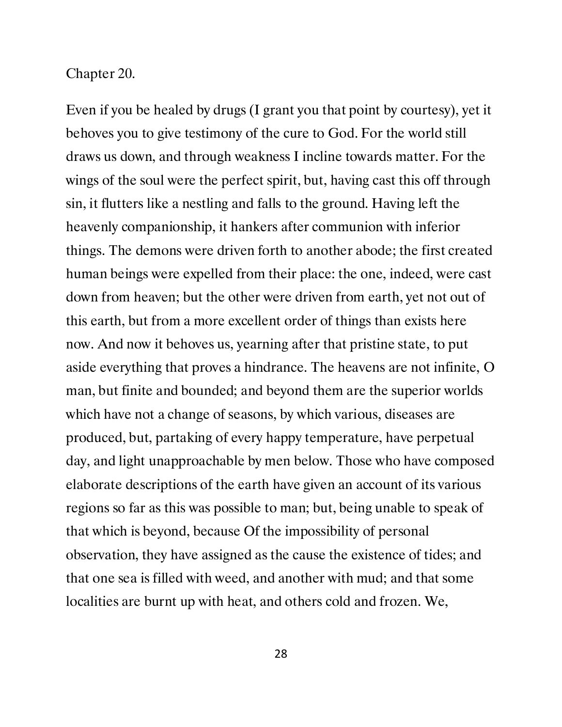Chapter 20.

Even if you be healed by drugs (I grant you that point by courtesy), yet it behoves you to give testimony of the cure to God. For the world still draws us down, and through weakness I incline towards matter. For the wings of the soul were the perfect spirit, but, having cast this off through sin, it flutters like a nestling and falls to the ground. Having left the heavenly companionship, it hankers after communion with inferior things. The demons were driven forth to another abode; the first created human beings were expelled from their place: the one, indeed, were cast down from heaven; but the other were driven from earth, yet not out of this earth, but from a more excellent order of things than exists here now. And now it behoves us, yearning after that pristine state, to put aside everything that proves a hindrance. The heavens are not infinite, O man, but finite and bounded; and beyond them are the superior worlds which have not a change of seasons, by which various, diseases are produced, but, partaking of every happy temperature, have perpetual day, and light unapproachable by men below. Those who have composed elaborate descriptions of the earth have given an account of its various regions so far as this was possible to man; but, being unable to speak of that which is beyond, because Of the impossibility of personal observation, they have assigned as the cause the existence of tides; and that one sea is filled with weed, and another with mud; and that some localities are burnt up with heat, and others cold and frozen. We,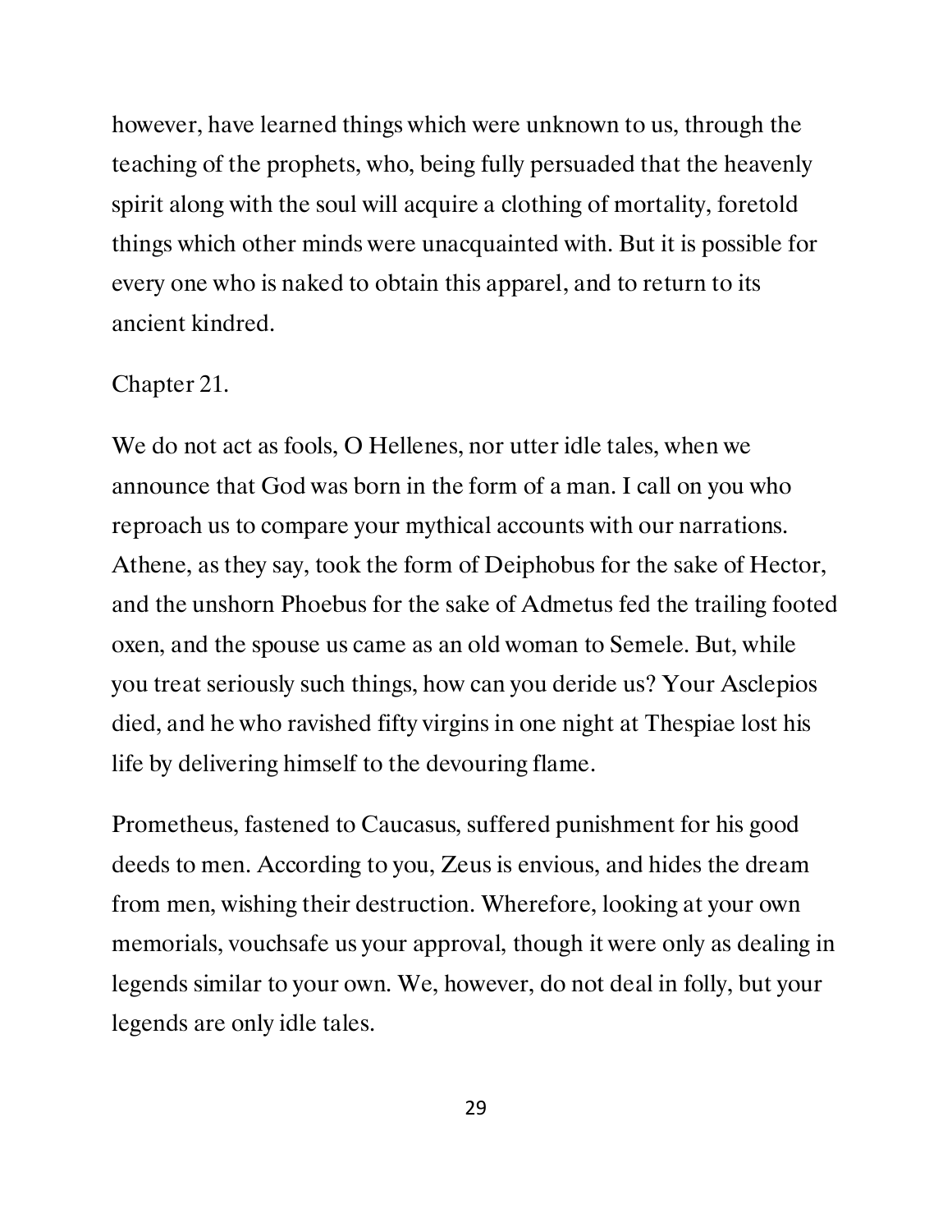however, have learned things which were unknown to us, through the teaching of the prophets, who, being fully persuaded that the heavenly spirit along with the soul will acquire a clothing of mortality, foretold things which other minds were unacquainted with. But it is possible for every one who is naked to obtain this apparel, and to return to its ancient kindred.

## Chapter 21.

We do not act as fools, O Hellenes, nor utter idle tales, when we announce that God was born in the form of a man. I call on you who reproach us to compare your mythical accounts with our narrations. Athene, as they say, took the form of Deiphobus for the sake of Hector, and the unshorn Phoebus for the sake of Admetus fed the trailing footed oxen, and the spouse us came as an old woman to Semele. But, while you treat seriously such things, how can you deride us? Your Asclepios died, and he who ravished fifty virgins in one night at Thespiae lost his life by delivering himself to the devouring flame.

Prometheus, fastened to Caucasus, suffered punishment for his good deeds to men. According to you, Zeus is envious, and hides the dream from men, wishing their destruction. Wherefore, looking at your own memorials, vouchsafe us your approval, though it were only as dealing in legends similar to your own. We, however, do not deal in folly, but your legends are only idle tales.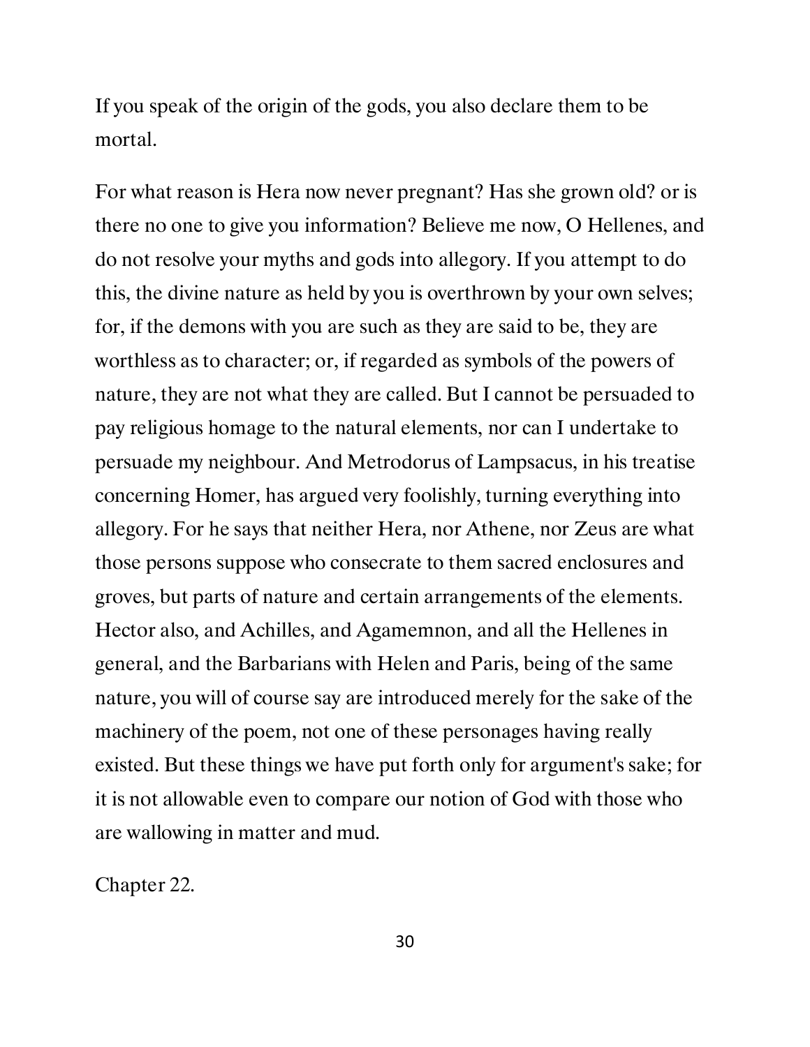If you speak of the origin of the gods, you also declare them to be mortal.

For what reason is Hera now never pregnant? Has she grown old? or is there no one to give you information? Believe me now, O Hellenes, and do not resolve your myths and gods into allegory. If you attempt to do this, the divine nature as held by you is overthrown by your own selves; for, if the demons with you are such as they are said to be, they are worthless as to character; or, if regarded as symbols of the powers of nature, they are not what they are called. But I cannot be persuaded to pay religious homage to the natural elements, nor can I undertake to persuade my neighbour. And Metrodorus of Lampsacus, in his treatise concerning Homer, has argued very foolishly, turning everything into allegory. For he says that neither Hera, nor Athene, nor Zeus are what those persons suppose who consecrate to them sacred enclosures and groves, but parts of nature and certain arrangements of the elements. Hector also, and Achilles, and Agamemnon, and all the Hellenes in general, and the Barbarians with Helen and Paris, being of the same nature, you will of course say are introduced merely for the sake of the machinery of the poem, not one of these personages having really existed. But these things we have put forth only for argument's sake; for it is not allowable even to compare our notion of God with those who are wallowing in matter and mud.

## Chapter 22.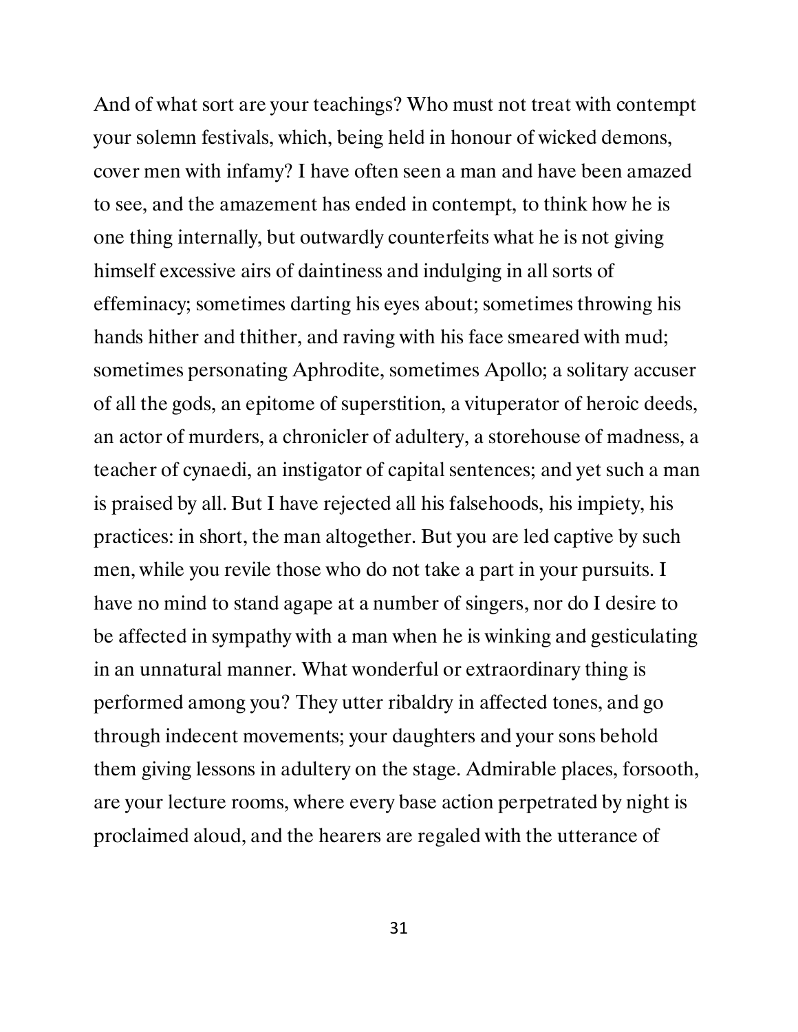And of what sort are your teachings? Who must not treat with contempt your solemn festivals, which, being held in honour of wicked demons, cover men with infamy? I have often seen a man and have been amazed to see, and the amazement has ended in contempt, to think how he is one thing internally, but outwardly counterfeits what he is not giving himself excessive airs of daintiness and indulging in all sorts of effeminacy; sometimes darting his eyes about; sometimes throwing his hands hither and thither, and raving with his face smeared with mud; sometimes personating Aphrodite, sometimes Apollo; a solitary accuser of all the gods, an epitome of superstition, a vituperator of heroic deeds, an actor of murders, a chronicler of adultery, a storehouse of madness, a teacher of cynaedi, an instigator of capital sentences; and yet such a man is praised by all. But I have rejected all his falsehoods, his impiety, his practices: in short, the man altogether. But you are led captive by such men, while you revile those who do not take a part in your pursuits. I have no mind to stand agape at a number of singers, nor do I desire to be affected in sympathy with a man when he is winking and gesticulating in an unnatural manner. What wonderful or extraordinary thing is performed among you? They utter ribaldry in affected tones, and go through indecent movements; your daughters and your sons behold them giving lessons in adultery on the stage. Admirable places, forsooth, are your lecture rooms, where every base action perpetrated by night is proclaimed aloud, and the hearers are regaled with the utterance of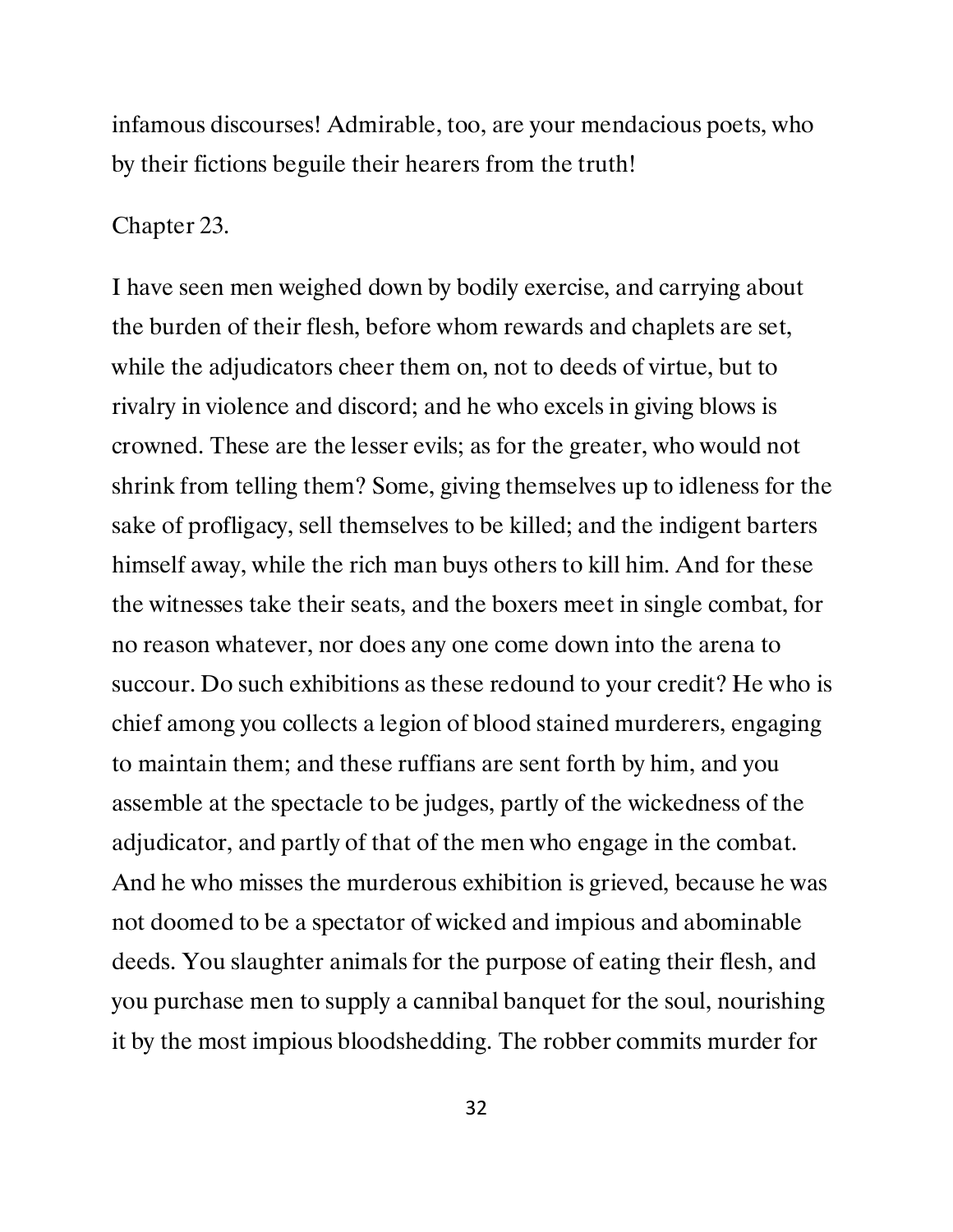infamous discourses! Admirable, too, are your mendacious poets, who by their fictions beguile their hearers from the truth!

## Chapter 23.

I have seen men weighed down by bodily exercise, and carrying about the burden of their flesh, before whom rewards and chaplets are set, while the adjudicators cheer them on, not to deeds of virtue, but to rivalry in violence and discord; and he who excels in giving blows is crowned. These are the lesser evils; as for the greater, who would not shrink from telling them? Some, giving themselves up to idleness for the sake of profligacy, sell themselves to be killed; and the indigent barters himself away, while the rich man buys others to kill him. And for these the witnesses take their seats, and the boxers meet in single combat, for no reason whatever, nor does any one come down into the arena to succour. Do such exhibitions as these redound to your credit? He who is chief among you collects a legion of blood stained murderers, engaging to maintain them; and these ruffians are sent forth by him, and you assemble at the spectacle to be judges, partly of the wickedness of the adjudicator, and partly of that of the men who engage in the combat. And he who misses the murderous exhibition is grieved, because he was not doomed to be a spectator of wicked and impious and abominable deeds. You slaughter animals for the purpose of eating their flesh, and you purchase men to supply a cannibal banquet for the soul, nourishing it by the most impious bloodshedding. The robber commits murder for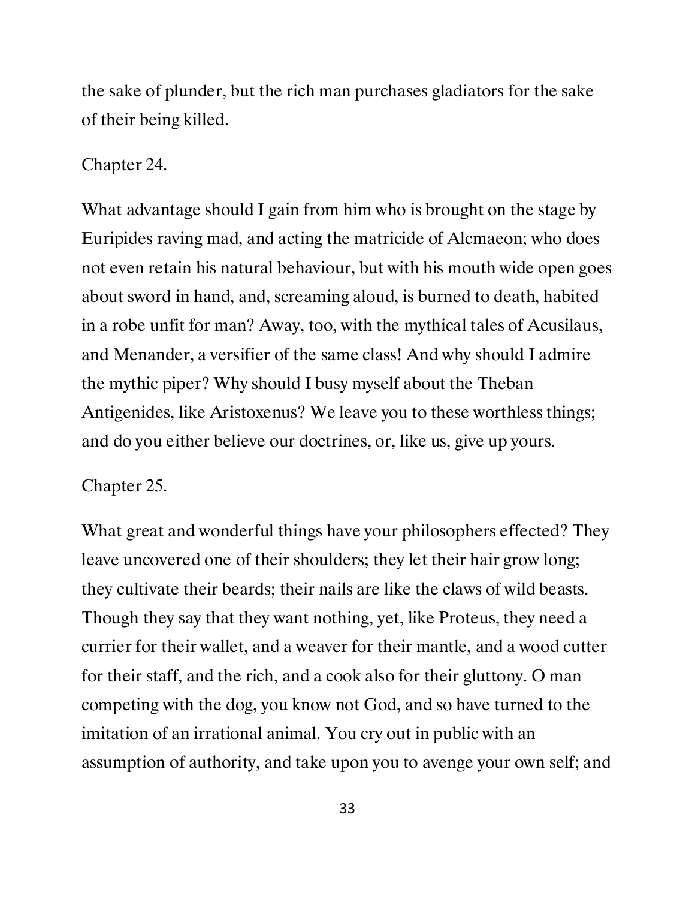the sake of plunder, but the rich man purchases gladiators for the sake of their being killed.

## Chapter 24.

What advantage should I gain from him who is brought on the stage by Euripides raving mad, and acting the matricide of Alcmaeon; who does not even retain his natural behaviour, but with his mouth wide open goes about sword in hand, and, screaming aloud, is burned to death, habited in a robe unfit for man? Away, too, with the mythical tales of Acusilaus, and Menander, a versifier of the same class! And why should I admire the mythic piper? Why should I busy myself about the Theban Antigenides, like Aristoxenus? We leave you to these worthless things; and do you either believe our doctrines, or, like us, give up yours.

## Chapter 25.

What great and wonderful things have your philosophers effected? They leave uncovered one of their shoulders; they let their hair grow long; they cultivate their beards; their nails are like the claws of wild beasts. Though they say that they want nothing, yet, like Proteus, they need a currier for their wallet, and a weaver for their mantle, and a wood cutter for their staff, and the rich, and a cook also for their gluttony. O man competing with the dog, you know not God, and so have turned to the imitation of an irrational animal. You cry out in public with an assumption of authority, and take upon you to avenge your own self; and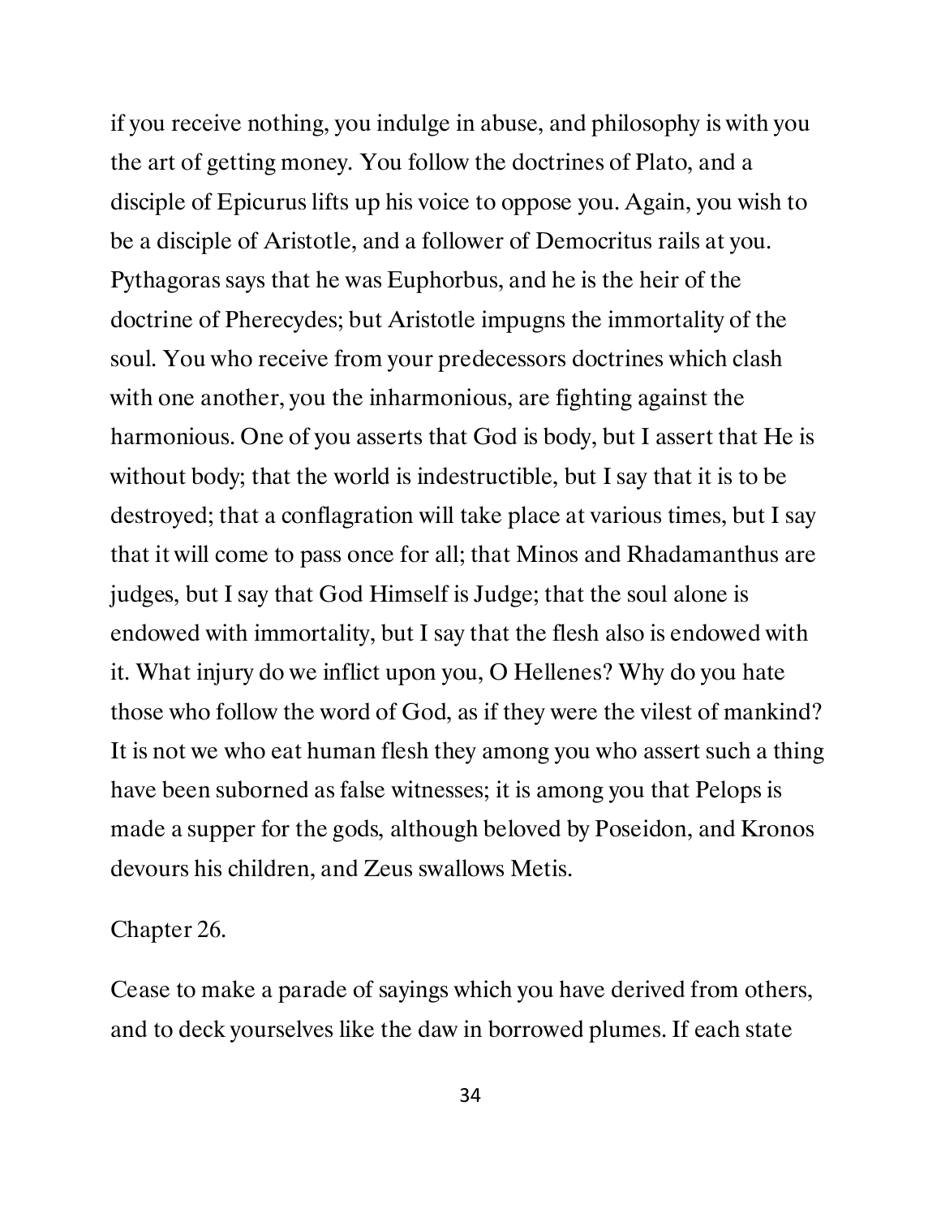if you receive nothing, you indulge in abuse, and philosophy is with you the art of getting money. You follow the doctrines of Plato, and a disciple of Epicurus lifts up his voice to oppose you. Again, you wish to be a disciple of Aristotle, and a follower of Democritus rails at you. Pythagoras says that he was Euphorbus, and he is the heir of the doctrine of Pherecydes; but Aristotle impugns the immortality of the soul. You who receive from your predecessors doctrines which clash with one another, you the inharmonious, are fighting against the harmonious. One of you asserts that God is body, but I assert that He is without body; that the world is indestructible, but I say that it is to be destroyed; that a conflagration will take place at various times, but I say that it will come to pass once for all; that Minos and Rhadamanthus are judges, but I say that God Himself is Judge; that the soul alone is endowed with immortality, but I say that the flesh also is endowed with it. What injury do we inflict upon you, O Hellenes? Why do you hate those who follow the word of God, as if they were the vilest of mankind? It is not we who eat human flesh they among you who assert such a thing have been suborned as false witnesses; it is among you that Pelops is made a supper for the gods, although beloved by Poseidon, and Kronos devours his children, and Zeus swallows Metis.

## Chapter 26.

Cease to make a parade of sayings which you have derived from others, and to deck yourselves like the daw in borrowed plumes. If each state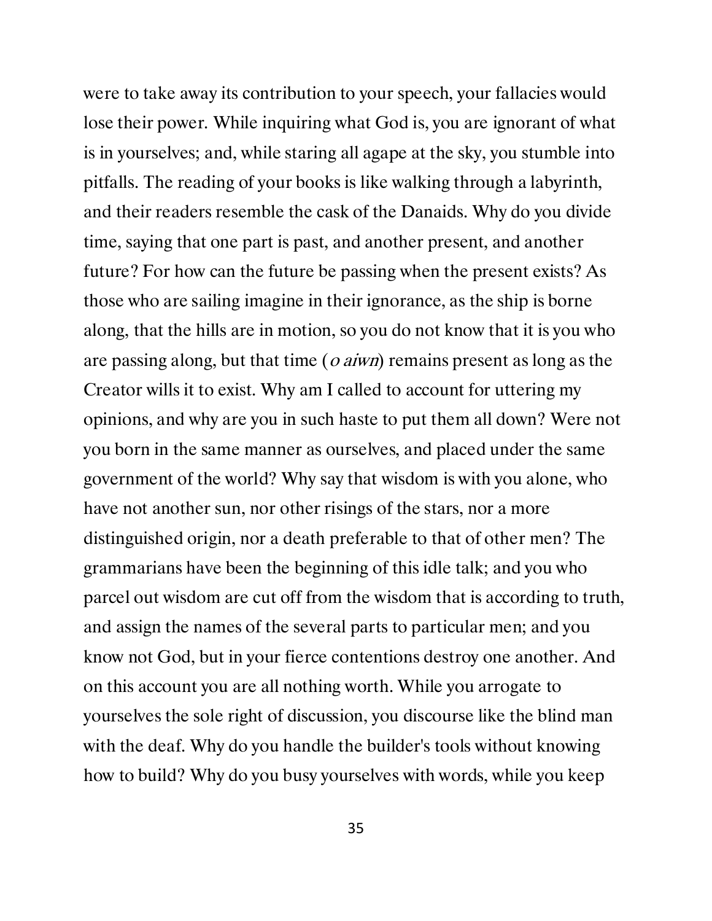were to take away its contribution to your speech, your fallacies would lose their power. While inquiring what God is, you are ignorant of what is in yourselves; and, while staring all agape at the sky, you stumble into pitfalls. The reading of your books is like walking through a labyrinth, and their readers resemble the cask of the Danaids. Why do you divide time, saying that one part is past, and another present, and another future? For how can the future be passing when the present exists? As those who are sailing imagine in their ignorance, as the ship is borne along, that the hills are in motion, so you do not know that it is you who are passing along, but that time (*o aiwn*) remains present as long as the Creator wills it to exist. Why am I called to account for uttering my opinions, and why are you in such haste to put them all down? Were not you born in the same manner as ourselves, and placed under the same government of the world? Why say that wisdom is with you alone, who have not another sun, nor other risings of the stars, nor a more distinguished origin, nor a death preferable to that of other men? The grammarians have been the beginning of this idle talk; and you who parcel out wisdom are cut off from the wisdom that is according to truth, and assign the names of the several parts to particular men; and you know not God, but in your fierce contentions destroy one another. And on this account you are all nothing worth. While you arrogate to yourselves the sole right of discussion, you discourse like the blind man with the deaf. Why do you handle the builder's tools without knowing how to build? Why do you busy yourselves with words, while you keep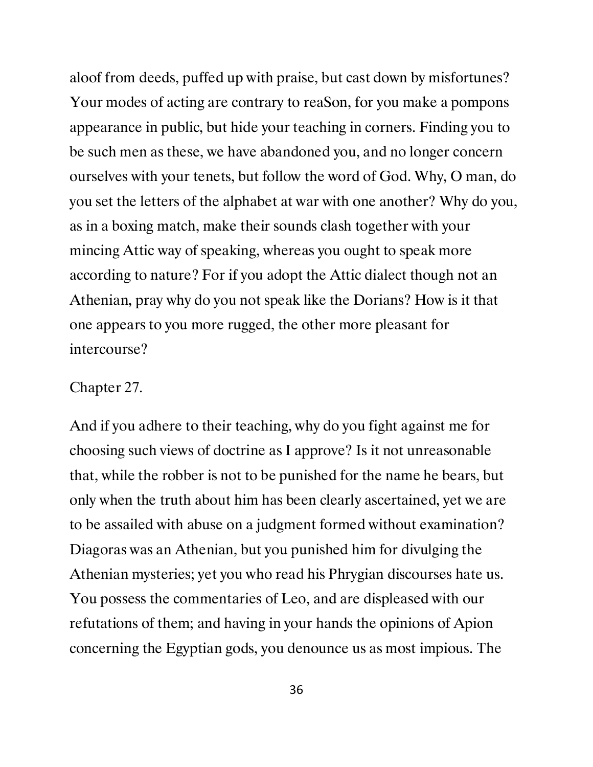aloof from deeds, puffed up with praise, but cast down by misfortunes? Your modes of acting are contrary to reaSon, for you make a pompons appearance in public, but hide your teaching in corners. Finding you to be such men as these, we have abandoned you, and no longer concern ourselves with your tenets, but follow the word of God. Why, O man, do you set the letters of the alphabet at war with one another? Why do you, as in a boxing match, make their sounds clash together with your mincing Attic way of speaking, whereas you ought to speak more according to nature? For if you adopt the Attic dialect though not an Athenian, pray why do you not speak like the Dorians? How is it that one appears to you more rugged, the other more pleasant for intercourse?

## Chapter 27.

And if you adhere to their teaching, why do you fight against me for choosing such views of doctrine as I approve? Is it not unreasonable that, while the robber is not to be punished for the name he bears, but only when the truth about him has been clearly ascertained, yet we are to be assailed with abuse on a judgment formed without examination? Diagoras was an Athenian, but you punished him for divulging the Athenian mysteries; yet you who read his Phrygian discourses hate us. You possess the commentaries of Leo, and are displeased with our refutations of them; and having in your hands the opinions of Apion concerning the Egyptian gods, you denounce us as most impious. The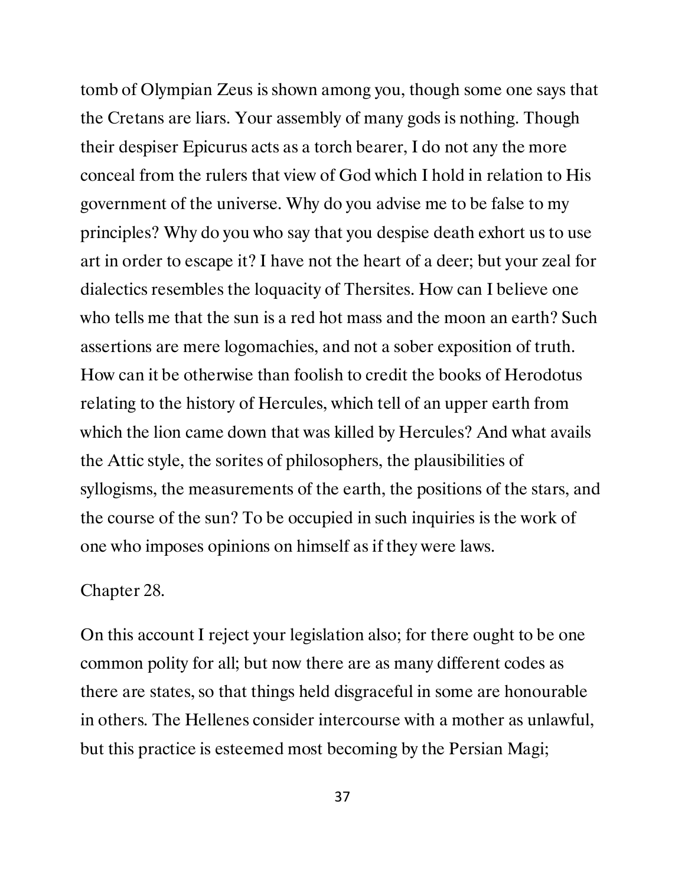tomb of Olympian Zeus is shown among you, though some one says that the Cretans are liars. Your assembly of many gods is nothing. Though their despiser Epicurus acts as a torch bearer, I do not any the more conceal from the rulers that view of God which I hold in relation to His government of the universe. Why do you advise me to be false to my principles? Why do you who say that you despise death exhort us to use art in order to escape it? I have not the heart of a deer; but your zeal for dialectics resembles the loquacity of Thersites. How can I believe one who tells me that the sun is a red hot mass and the moon an earth? Such assertions are mere logomachies, and not a sober exposition of truth. How can it be otherwise than foolish to credit the books of Herodotus relating to the history of Hercules, which tell of an upper earth from which the lion came down that was killed by Hercules? And what avails the Attic style, the sorites of philosophers, the plausibilities of syllogisms, the measurements of the earth, the positions of the stars, and the course of the sun? To be occupied in such inquiries is the work of one who imposes opinions on himself as if they were laws.

## Chapter 28.

On this account I reject your legislation also; for there ought to be one common polity for all; but now there are as many different codes as there are states, so that things held disgraceful in some are honourable in others. The Hellenes consider intercourse with a mother as unlawful, but this practice is esteemed most becoming by the Persian Magi;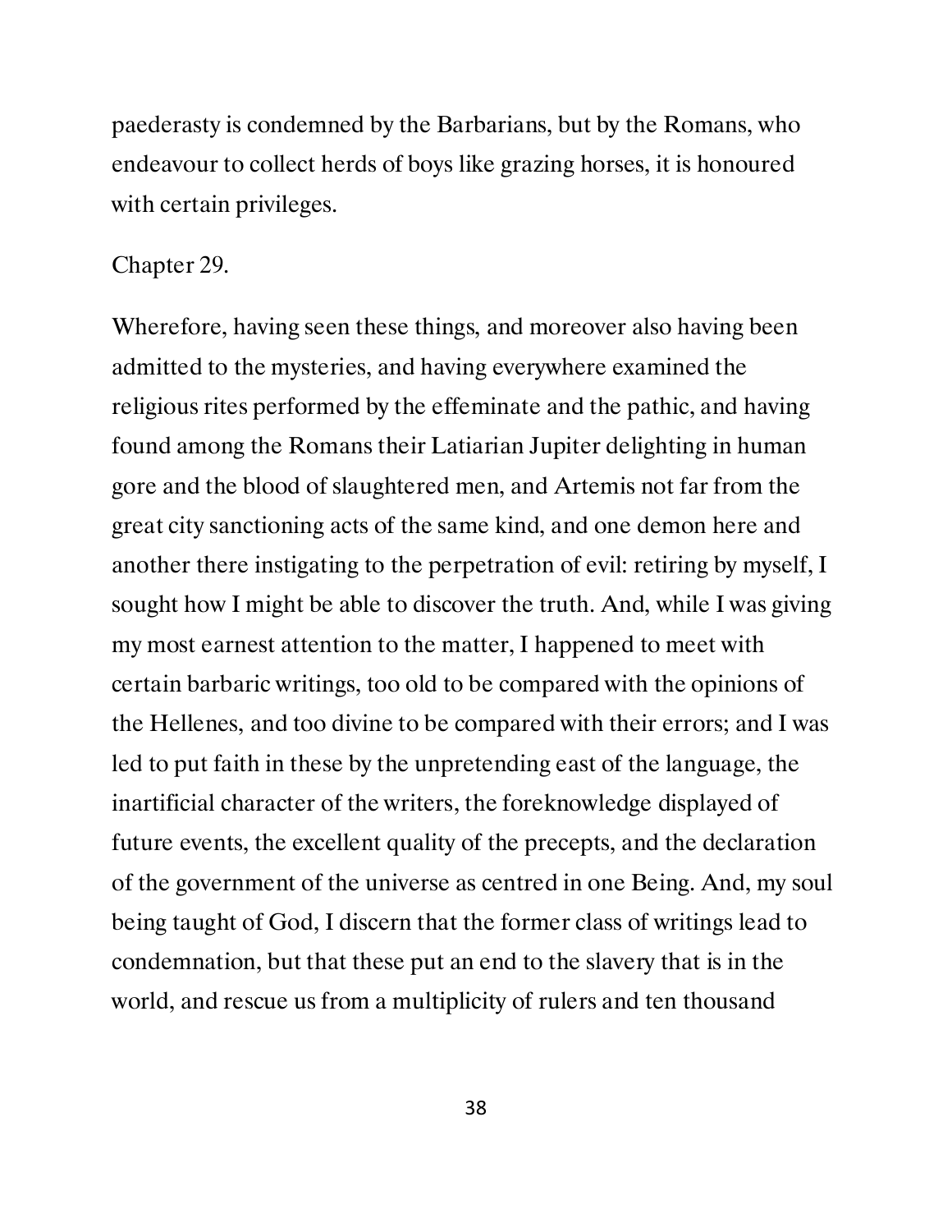paederasty is condemned by the Barbarians, but by the Romans, who endeavour to collect herds of boys like grazing horses, it is honoured with certain privileges.

Chapter 29.

Wherefore, having seen these things, and moreover also having been admitted to the mysteries, and having everywhere examined the religious rites performed by the effeminate and the pathic, and having found among the Romans their Latiarian Jupiter delighting in human gore and the blood of slaughtered men, and Artemis not far from the great city sanctioning acts of the same kind, and one demon here and another there instigating to the perpetration of evil: retiring by myself, I sought how I might be able to discover the truth. And, while I was giving my most earnest attention to the matter, I happened to meet with certain barbaric writings, too old to be compared with the opinions of the Hellenes, and too divine to be compared with their errors; and I was led to put faith in these by the unpretending east of the language, the inartificial character of the writers, the foreknowledge displayed of future events, the excellent quality of the precepts, and the declaration of the government of the universe as centred in one Being. And, my soul being taught of God, I discern that the former class of writings lead to condemnation, but that these put an end to the slavery that is in the world, and rescue us from a multiplicity of rulers and ten thousand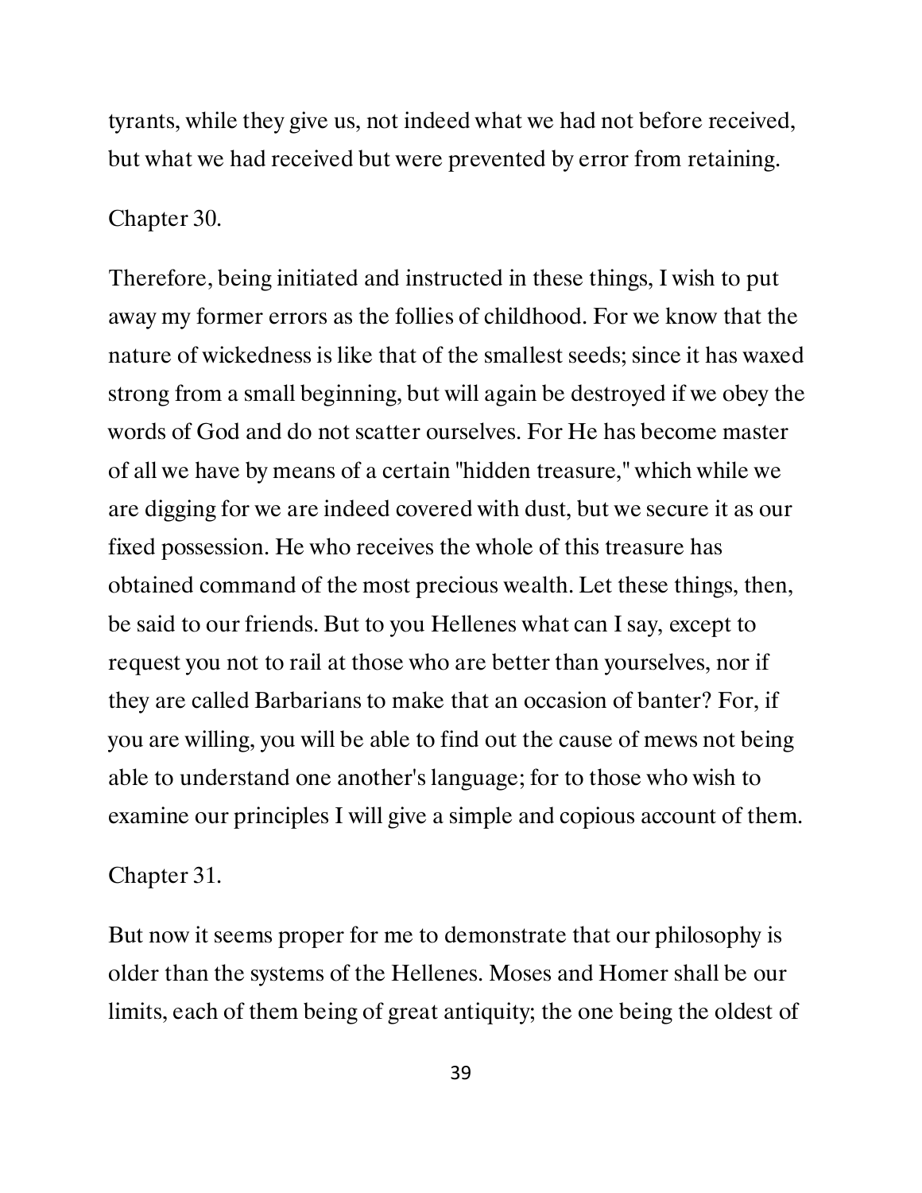tyrants, while they give us, not indeed what we had not before received, but what we had received but were prevented by error from retaining.

## Chapter 30.

Therefore, being initiated and instructed in these things, I wish to put away my former errors as the follies of childhood. For we know that the nature of wickedness is like that of the smallest seeds; since it has waxed strong from a small beginning, but will again be destroyed if we obey the words of God and do not scatter ourselves. For He has become master of all we have by means of a certain "hidden treasure," which while we are digging for we are indeed covered with dust, but we secure it as our fixed possession. He who receives the whole of this treasure has obtained command of the most precious wealth. Let these things, then, be said to our friends. But to you Hellenes what can I say, except to request you not to rail at those who are better than yourselves, nor if they are called Barbarians to make that an occasion of banter? For, if you are willing, you will be able to find out the cause of mews not being able to understand one another's language; for to those who wish to examine our principles I will give a simple and copious account of them.

## Chapter 31.

But now it seems proper for me to demonstrate that our philosophy is older than the systems of the Hellenes. Moses and Homer shall be our limits, each of them being of great antiquity; the one being the oldest of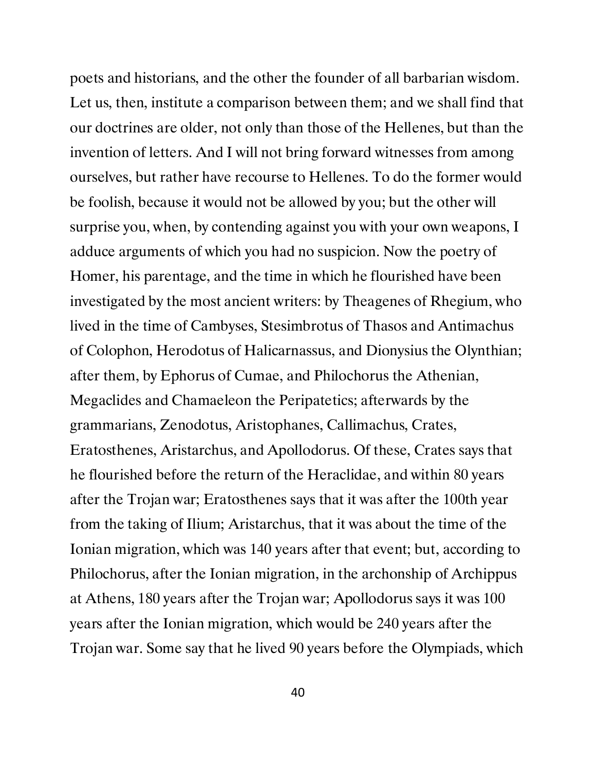poets and historians, and the other the founder of all barbarian wisdom. Let us, then, institute a comparison between them; and we shall find that our doctrines are older, not only than those of the Hellenes, but than the invention of letters. And I will not bring forward witnesses from among ourselves, but rather have recourse to Hellenes. To do the former would be foolish, because it would not be allowed by you; but the other will surprise you, when, by contending against you with your own weapons, I adduce arguments of which you had no suspicion. Now the poetry of Homer, his parentage, and the time in which he flourished have been investigated by the most ancient writers: by Theagenes of Rhegium, who lived in the time of Cambyses, Stesimbrotus of Thasos and Antimachus of Colophon, Herodotus of Halicarnassus, and Dionysius the Olynthian; after them, by Ephorus of Cumae, and Philochorus the Athenian, Megaclides and Chamaeleon the Peripatetics; afterwards by the grammarians, Zenodotus, Aristophanes, Callimachus, Crates, Eratosthenes, Aristarchus, and Apollodorus. Of these, Crates says that he flourished before the return of the Heraclidae, and within 80 years after the Trojan war; Eratosthenes says that it was after the 100th year from the taking of Ilium; Aristarchus, that it was about the time of the Ionian migration, which was 140 years after that event; but, according to Philochorus, after the Ionian migration, in the archonship of Archippus at Athens, 180 years after the Trojan war; Apollodorus says it was 100 years after the Ionian migration, which would be 240 years after the Trojan war. Some say that he lived 90 years before the Olympiads, which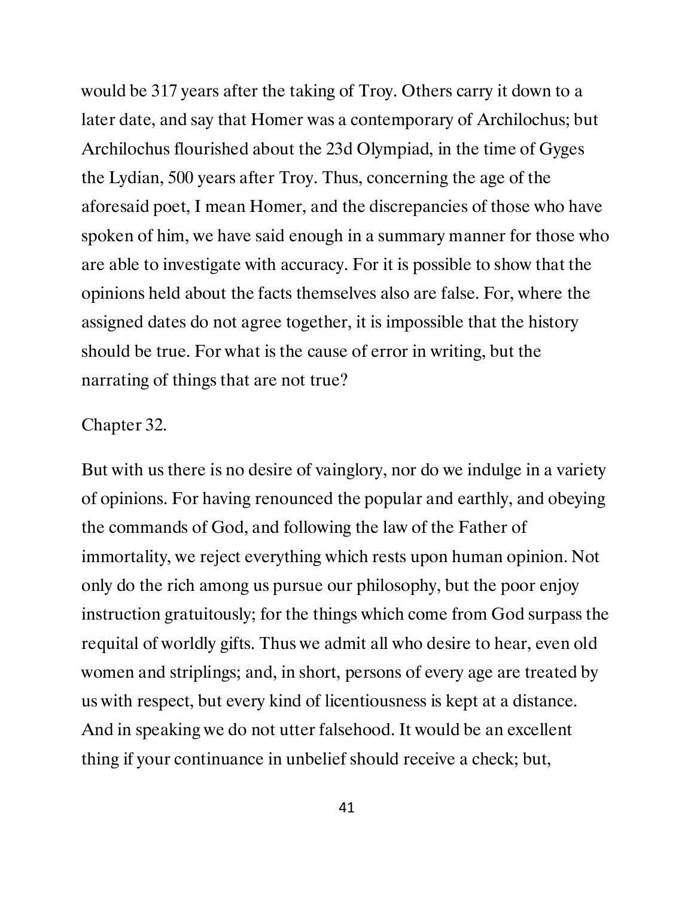would be 317 years after the taking of Troy. Others carry it down to a later date, and say that Homer was a contemporary of Archilochus; but Archilochus flourished about the 23d Olympiad, in the time of Gyges the Lydian, 500 years after Troy. Thus, concerning the age of the aforesaid poet, I mean Homer, and the discrepancies of those who have spoken of him, we have said enough in a summary manner for those who are able to investigate with accuracy. For it is possible to show that the opinions held about the facts themselves also are false. For, where the assigned dates do not agree together, it is impossible that the history should be true. For what is the cause of error in writing, but the narrating of things that are not true?

## Chapter 32.

But with us there is no desire of vainglory, nor do we indulge in a variety of opinions. For having renounced the popular and earthly, and obeying the commands of God, and following the law of the Father of immortality, we reject everything which rests upon human opinion. Not only do the rich among us pursue our philosophy, but the poor enjoy instruction gratuitously; for the things which come from God surpass the requital of worldly gifts. Thus we admit all who desire to hear, even old women and striplings; and, in short, persons of every age are treated by us with respect, but every kind of licentiousness is kept at a distance. And in speaking we do not utter falsehood. It would be an excellent thing if your continuance in unbelief should receive a check; but,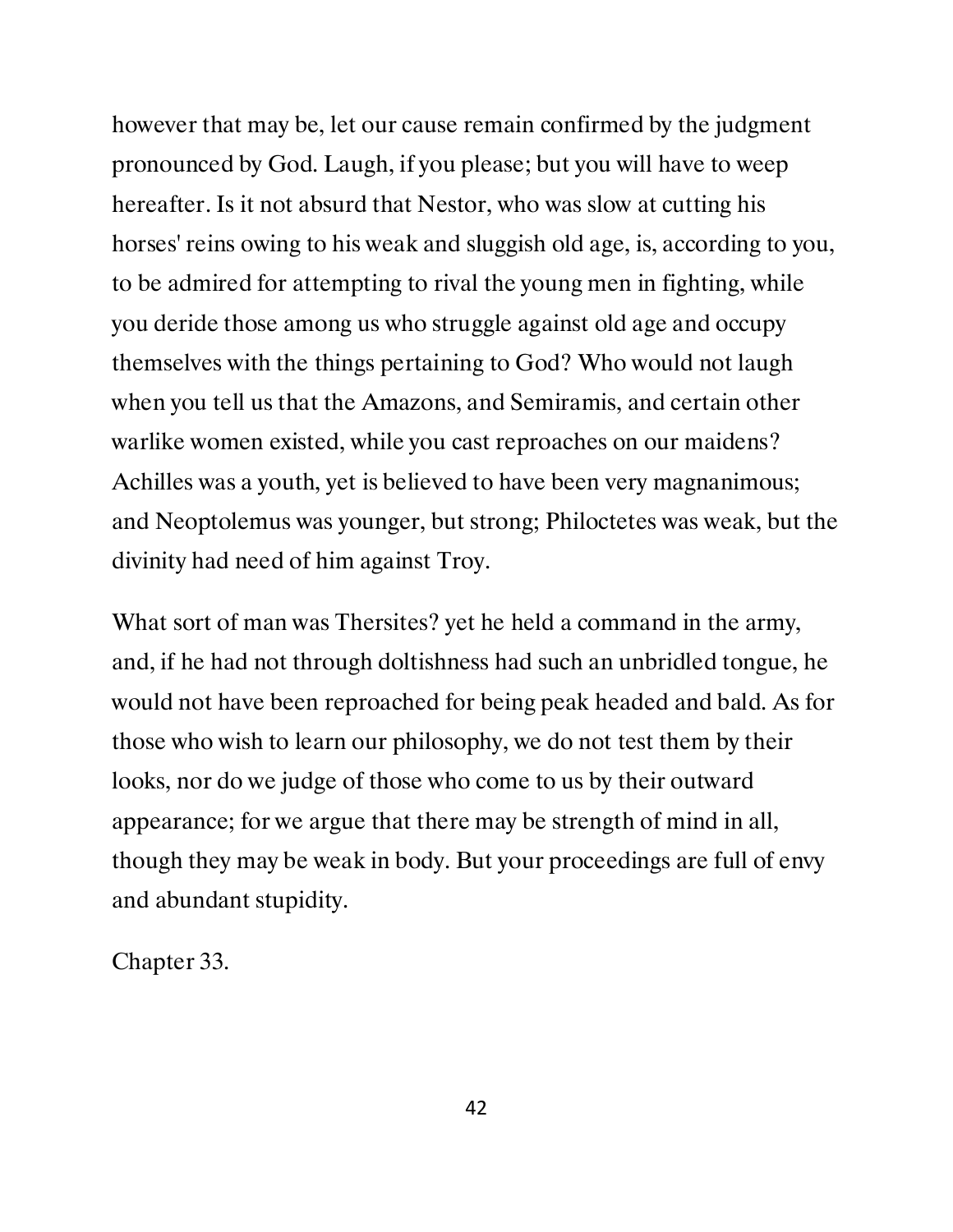however that may be, let our cause remain confirmed by the judgment pronounced by God. Laugh, if you please; but you will have to weep hereafter. Is it not absurd that Nestor, who was slow at cutting his horses' reins owing to his weak and sluggish old age, is, according to you, to be admired for attempting to rival the young men in fighting, while you deride those among us who struggle against old age and occupy themselves with the things pertaining to God? Who would not laugh when you tell us that the Amazons, and Semiramis, and certain other warlike women existed, while you cast reproaches on our maidens? Achilles was a youth, yet is believed to have been very magnanimous; and Neoptolemus was younger, but strong; Philoctetes was weak, but the divinity had need of him against Troy.

What sort of man was Thersites? yet he held a command in the army, and, if he had not through doltishness had such an unbridled tongue, he would not have been reproached for being peak headed and bald. As for those who wish to learn our philosophy, we do not test them by their looks, nor do we judge of those who come to us by their outward appearance; for we argue that there may be strength of mind in all, though they may be weak in body. But your proceedings are full of envy and abundant stupidity.

Chapter 33.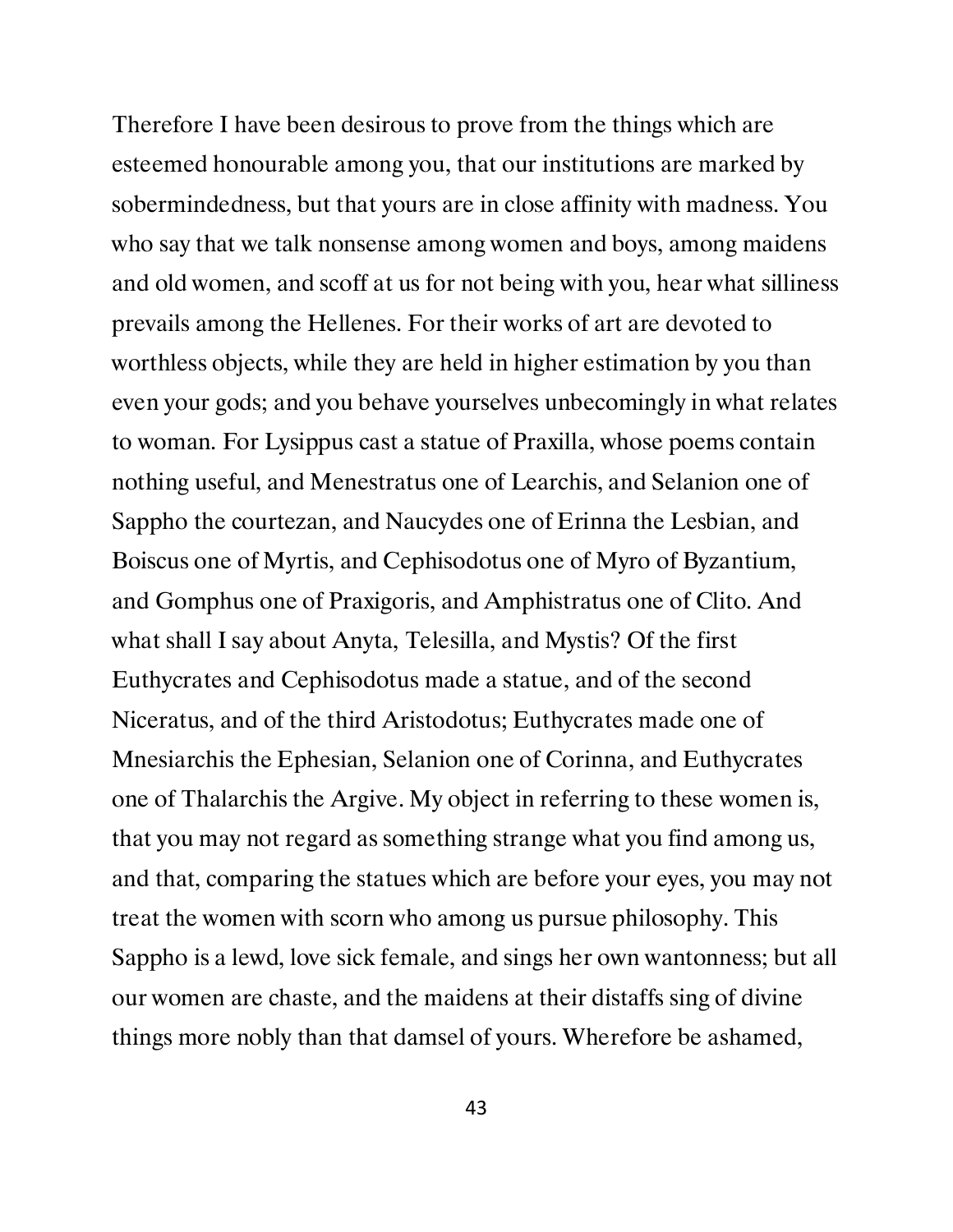Therefore I have been desirous to prove from the things which are esteemed honourable among you, that our institutions are marked by sobermindedness, but that yours are in close affinity with madness. You who say that we talk nonsense among women and boys, among maidens and old women, and scoff at us for not being with you, hear what silliness prevails among the Hellenes. For their works of art are devoted to worthless objects, while they are held in higher estimation by you than even your gods; and you behave yourselves unbecomingly in what relates to woman. For Lysippus cast a statue of Praxilla, whose poems contain nothing useful, and Menestratus one of Learchis, and Selanion one of Sappho the courtezan, and Naucydes one of Erinna the Lesbian, and Boiscus one of Myrtis, and Cephisodotus one of Myro of Byzantium, and Gomphus one of Praxigoris, and Amphistratus one of Clito. And what shall I say about Anyta, Telesilla, and Mystis? Of the first Euthycrates and Cephisodotus made a statue, and of the second Niceratus, and of the third Aristodotus; Euthycrates made one of Mnesiarchis the Ephesian, Selanion one of Corinna, and Euthycrates one of Thalarchis the Argive. My object in referring to these women is, that you may not regard as something strange what you find among us, and that, comparing the statues which are before your eyes, you may not treat the women with scorn who among us pursue philosophy. This Sappho is a lewd, love sick female, and sings her own wantonness; but all our women are chaste, and the maidens at their distaffs sing of divine things more nobly than that damsel of yours. Wherefore be ashamed,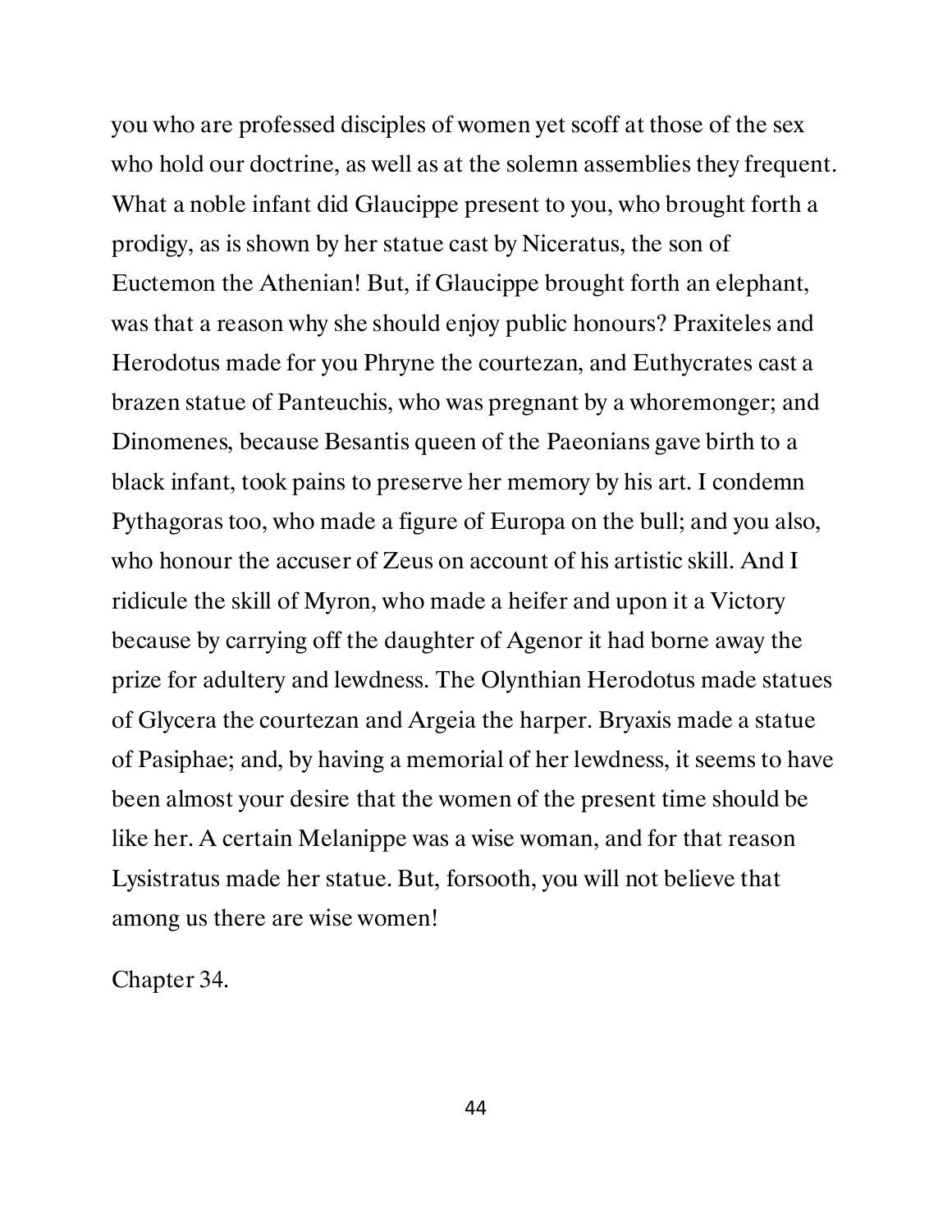you who are professed disciples of women yet scoff at those of the sex who hold our doctrine, as well as at the solemn assemblies they frequent. What a noble infant did Glaucippe present to you, who brought forth a prodigy, as is shown by her statue cast by Niceratus, the son of Euctemon the Athenian! But, if Glaucippe brought forth an elephant, was that a reason why she should enjoy public honours? Praxiteles and Herodotus made for you Phryne the courtezan, and Euthycrates cast a brazen statue of Panteuchis, who was pregnant by a whoremonger; and Dinomenes, because Besantis queen of the Paeonians gave birth to a black infant, took pains to preserve her memory by his art. I condemn Pythagoras too, who made a figure of Europa on the bull; and you also, who honour the accuser of Zeus on account of his artistic skill. And I ridicule the skill of Myron, who made a heifer and upon it a Victory because by carrying off the daughter of Agenor it had borne away the prize for adultery and lewdness. The Olynthian Herodotus made statues of Glycera the courtezan and Argeia the harper. Bryaxis made a statue of Pasiphae; and, by having a memorial of her lewdness, it seems to have been almost your desire that the women of the present time should be like her. A certain Melanippe was a wise woman, and for that reason Lysistratus made her statue. But, forsooth, you will not believe that among us there are wise women!

Chapter 34.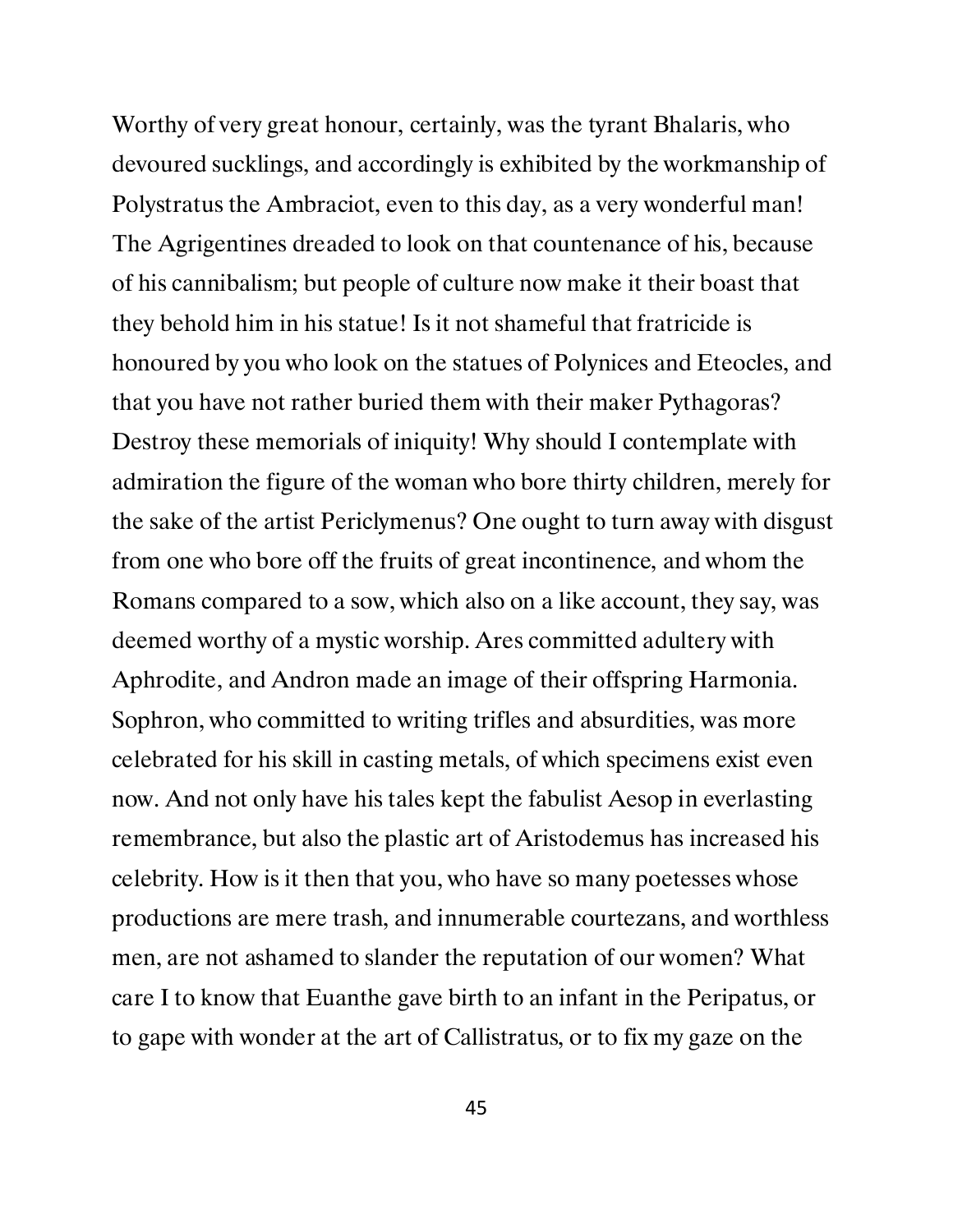Worthy of very great honour, certainly, was the tyrant Bhalaris, who devoured sucklings, and accordingly is exhibited by the workmanship of Polystratus the Ambraciot, even to this day, as a very wonderful man! The Agrigentines dreaded to look on that countenance of his, because of his cannibalism; but people of culture now make it their boast that they behold him in his statue! Is it not shameful that fratricide is honoured by you who look on the statues of Polynices and Eteocles, and that you have not rather buried them with their maker Pythagoras? Destroy these memorials of iniquity! Why should I contemplate with admiration the figure of the woman who bore thirty children, merely for the sake of the artist Periclymenus? One ought to turn away with disgust from one who bore off the fruits of great incontinence, and whom the Romans compared to a sow, which also on a like account, they say, was deemed worthy of a mystic worship. Ares committed adultery with Aphrodite, and Andron made an image of their offspring Harmonia. Sophron, who committed to writing trifles and absurdities, was more celebrated for his skill in casting metals, of which specimens exist even now. And not only have his tales kept the fabulist Aesop in everlasting remembrance, but also the plastic art of Aristodemus has increased his celebrity. How is it then that you, who have so many poetesses whose productions are mere trash, and innumerable courtezans, and worthless men, are not ashamed to slander the reputation of our women? What care I to know that Euanthe gave birth to an infant in the Peripatus, or to gape with wonder at the art of Callistratus, or to fix my gaze on the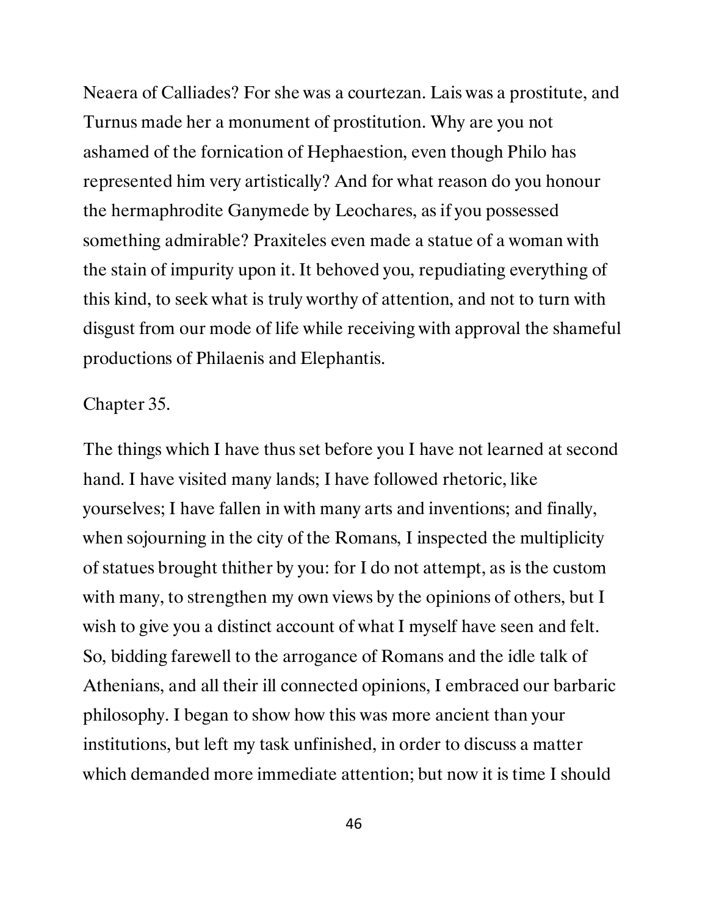Neaera of Calliades? For she was a courtezan. Lais was a prostitute, and Turnus made her a monument of prostitution. Why are you not ashamed of the fornication of Hephaestion, even though Philo has represented him very artistically? And for what reason do you honour the hermaphrodite Ganymede by Leochares, as if you possessed something admirable? Praxiteles even made a statue of a woman with the stain of impurity upon it. It behoved you, repudiating everything of this kind, to seek what is truly worthy of attention, and not to turn with disgust from our mode of life while receiving with approval the shameful productions of Philaenis and Elephantis.

## Chapter 35.

The things which I have thus set before you I have not learned at second hand. I have visited many lands; I have followed rhetoric, like yourselves; I have fallen in with many arts and inventions; and finally, when sojourning in the city of the Romans, I inspected the multiplicity of statues brought thither by you: for I do not attempt, as is the custom with many, to strengthen my own views by the opinions of others, but I wish to give you a distinct account of what I myself have seen and felt. So, bidding farewell to the arrogance of Romans and the idle talk of Athenians, and all their ill connected opinions, I embraced our barbaric philosophy. I began to show how this was more ancient than your institutions, but left my task unfinished, in order to discuss a matter which demanded more immediate attention; but now it is time I should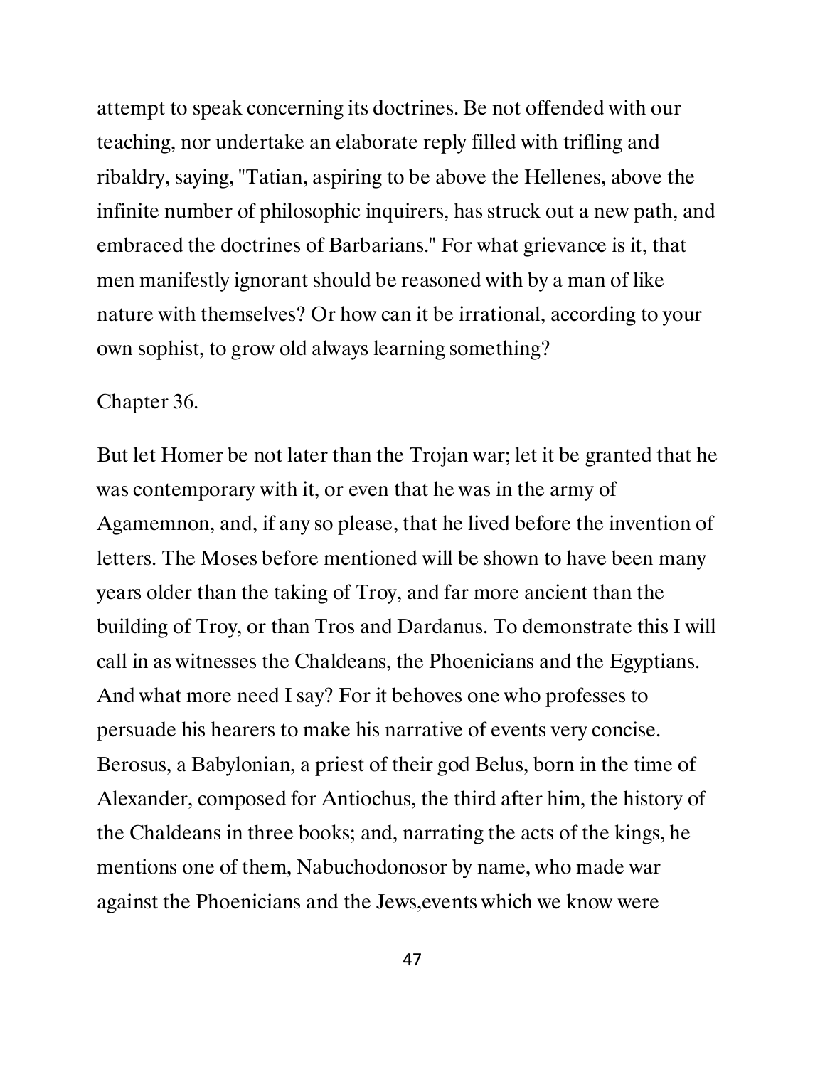attempt to speak concerning its doctrines. Be not offended with our teaching, nor undertake an elaborate reply filled with trifling and ribaldry, saying, "Tatian, aspiring to be above the Hellenes, above the infinite number of philosophic inquirers, has struck out a new path, and embraced the doctrines of Barbarians." For what grievance is it, that men manifestly ignorant should be reasoned with by a man of like nature with themselves? Or how can it be irrational, according to your own sophist, to grow old always learning something?

## Chapter 36.

But let Homer be not later than the Trojan war; let it be granted that he was contemporary with it, or even that he was in the army of Agamemnon, and, if any so please, that he lived before the invention of letters. The Moses before mentioned will be shown to have been many years older than the taking of Troy, and far more ancient than the building of Troy, or than Tros and Dardanus. To demonstrate this I will call in as witnesses the Chaldeans, the Phoenicians and the Egyptians. And what more need I say? For it behoves one who professes to persuade his hearers to make his narrative of events very concise. Berosus, a Babylonian, a priest of their god Belus, born in the time of Alexander, composed for Antiochus, the third after him, the history of the Chaldeans in three books; and, narrating the acts of the kings, he mentions one of them, Nabuchodonosor by name, who made war against the Phoenicians and the Jews,events which we know were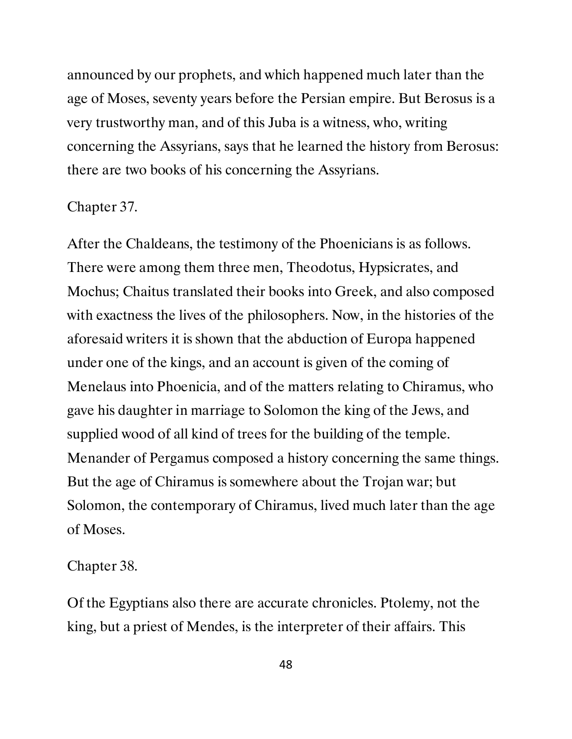announced by our prophets, and which happened much later than the age of Moses, seventy years before the Persian empire. But Berosus is a very trustworthy man, and of this Juba is a witness, who, writing concerning the Assyrians, says that he learned the history from Berosus: there are two books of his concerning the Assyrians.

Chapter 37.

After the Chaldeans, the testimony of the Phoenicians is as follows. There were among them three men, Theodotus, Hypsicrates, and Mochus; Chaitus translated their books into Greek, and also composed with exactness the lives of the philosophers. Now, in the histories of the aforesaid writers it is shown that the abduction of Europa happened under one of the kings, and an account is given of the coming of Menelaus into Phoenicia, and of the matters relating to Chiramus, who gave his daughter in marriage to Solomon the king of the Jews, and supplied wood of all kind of trees for the building of the temple. Menander of Pergamus composed a history concerning the same things. But the age of Chiramus is somewhere about the Trojan war; but Solomon, the contemporary of Chiramus, lived much later than the age of Moses.

Chapter 38.

Of the Egyptians also there are accurate chronicles. Ptolemy, not the king, but a priest of Mendes, is the interpreter of their affairs. This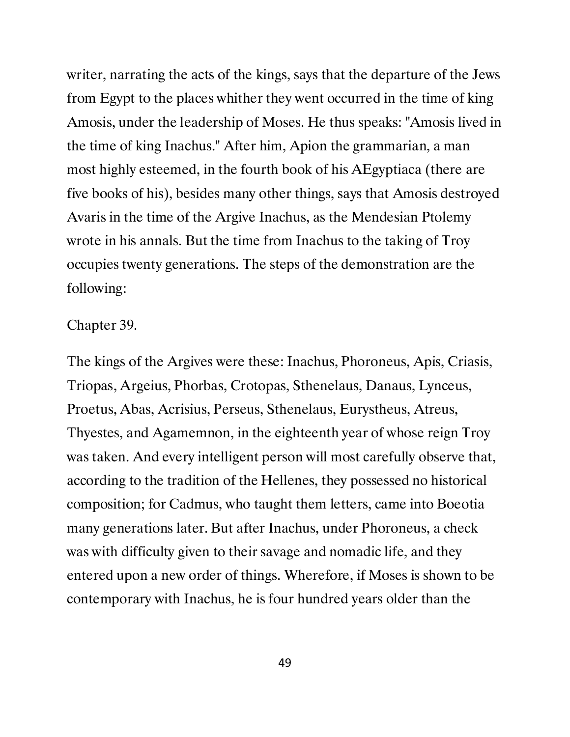writer, narrating the acts of the kings, says that the departure of the Jews from Egypt to the places whither they went occurred in the time of king Amosis, under the leadership of Moses. He thus speaks: "Amosis lived in the time of king Inachus." After him, Apion the grammarian, a man most highly esteemed, in the fourth book of his AEgyptiaca (there are five books of his), besides many other things, says that Amosis destroyed Avaris in the time of the Argive Inachus, as the Mendesian Ptolemy wrote in his annals. But the time from Inachus to the taking of Troy occupies twenty generations. The steps of the demonstration are the following:

Chapter 39.

The kings of the Argives were these: Inachus, Phoroneus, Apis, Criasis, Triopas, Argeius, Phorbas, Crotopas, Sthenelaus, Danaus, Lynceus, Proetus, Abas, Acrisius, Perseus, Sthenelaus, Eurystheus, Atreus, Thyestes, and Agamemnon, in the eighteenth year of whose reign Troy was taken. And every intelligent person will most carefully observe that, according to the tradition of the Hellenes, they possessed no historical composition; for Cadmus, who taught them letters, came into Boeotia many generations later. But after Inachus, under Phoroneus, a check was with difficulty given to their savage and nomadic life, and they entered upon a new order of things. Wherefore, if Moses is shown to be contemporary with Inachus, he is four hundred years older than the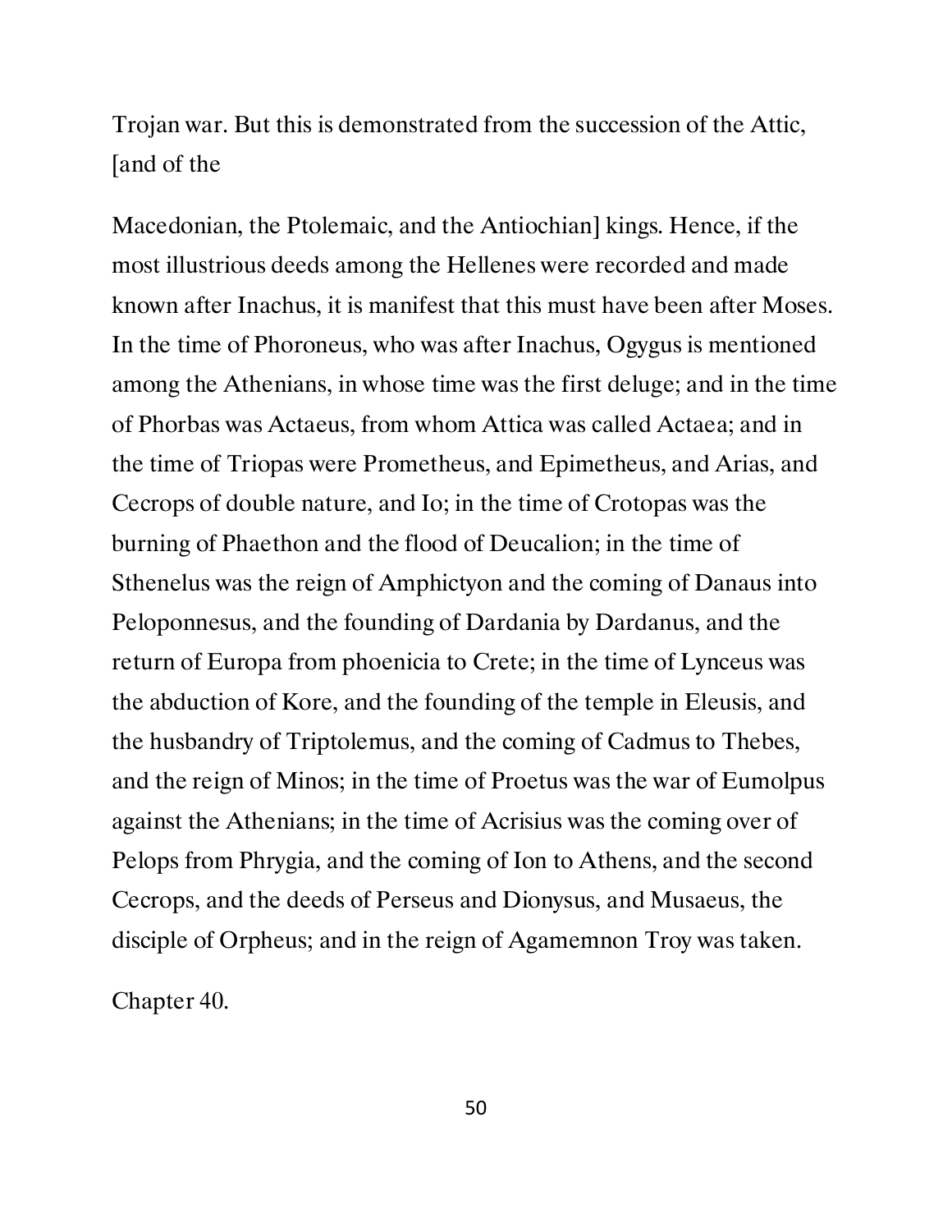Trojan war. But this is demonstrated from the succession of the Attic, [and of the

Macedonian, the Ptolemaic, and the Antiochian] kings. Hence, if the most illustrious deeds among the Hellenes were recorded and made known after Inachus, it is manifest that this must have been after Moses. In the time of Phoroneus, who was after Inachus, Ogygus is mentioned among the Athenians, in whose time was the first deluge; and in the time of Phorbas was Actaeus, from whom Attica was called Actaea; and in the time of Triopas were Prometheus, and Epimetheus, and Arias, and Cecrops of double nature, and Io; in the time of Crotopas was the burning of Phaethon and the flood of Deucalion; in the time of Sthenelus was the reign of Amphictyon and the coming of Danaus into Peloponnesus, and the founding of Dardania by Dardanus, and the return of Europa from phoenicia to Crete; in the time of Lynceus was the abduction of Kore, and the founding of the temple in Eleusis, and the husbandry of Triptolemus, and the coming of Cadmus to Thebes, and the reign of Minos; in the time of Proetus was the war of Eumolpus against the Athenians; in the time of Acrisius was the coming over of Pelops from Phrygia, and the coming of Ion to Athens, and the second Cecrops, and the deeds of Perseus and Dionysus, and Musaeus, the disciple of Orpheus; and in the reign of Agamemnon Troy was taken.

Chapter 40.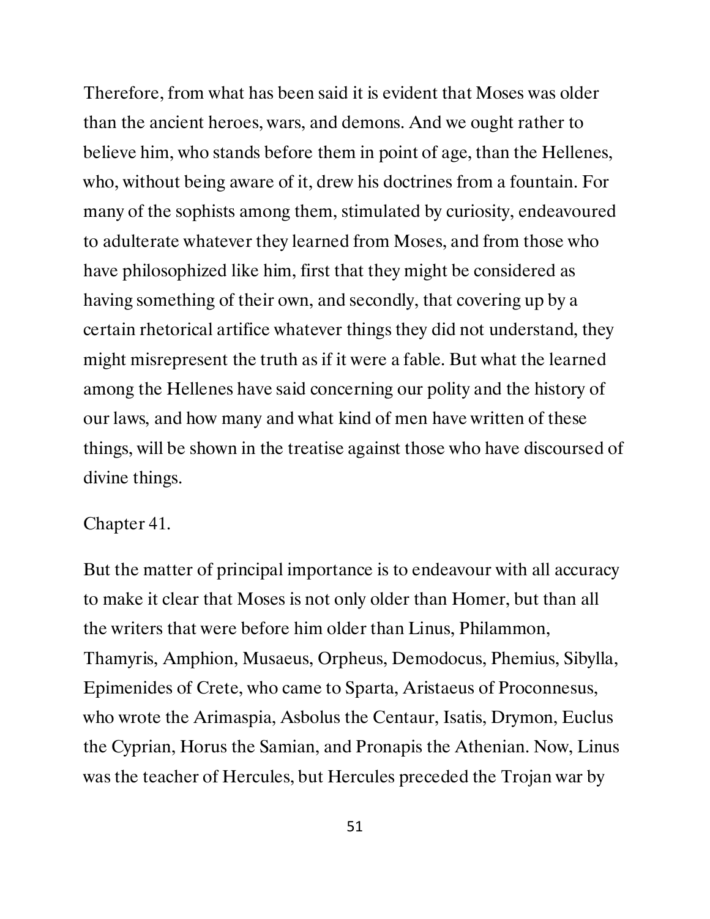Therefore, from what has been said it is evident that Moses was older than the ancient heroes, wars, and demons. And we ought rather to believe him, who stands before them in point of age, than the Hellenes, who, without being aware of it, drew his doctrines from a fountain. For many of the sophists among them, stimulated by curiosity, endeavoured to adulterate whatever they learned from Moses, and from those who have philosophized like him, first that they might be considered as having something of their own, and secondly, that covering up by a certain rhetorical artifice whatever things they did not understand, they might misrepresent the truth as if it were a fable. But what the learned among the Hellenes have said concerning our polity and the history of our laws, and how many and what kind of men have written of these things, will be shown in the treatise against those who have discoursed of divine things.

Chapter 41.

But the matter of principal importance is to endeavour with all accuracy to make it clear that Moses is not only older than Homer, but than all the writers that were before him older than Linus, Philammon, Thamyris, Amphion, Musaeus, Orpheus, Demodocus, Phemius, Sibylla, Epimenides of Crete, who came to Sparta, Aristaeus of Proconnesus, who wrote the Arimaspia, Asbolus the Centaur, Isatis, Drymon, Euclus the Cyprian, Horus the Samian, and Pronapis the Athenian. Now, Linus was the teacher of Hercules, but Hercules preceded the Trojan war by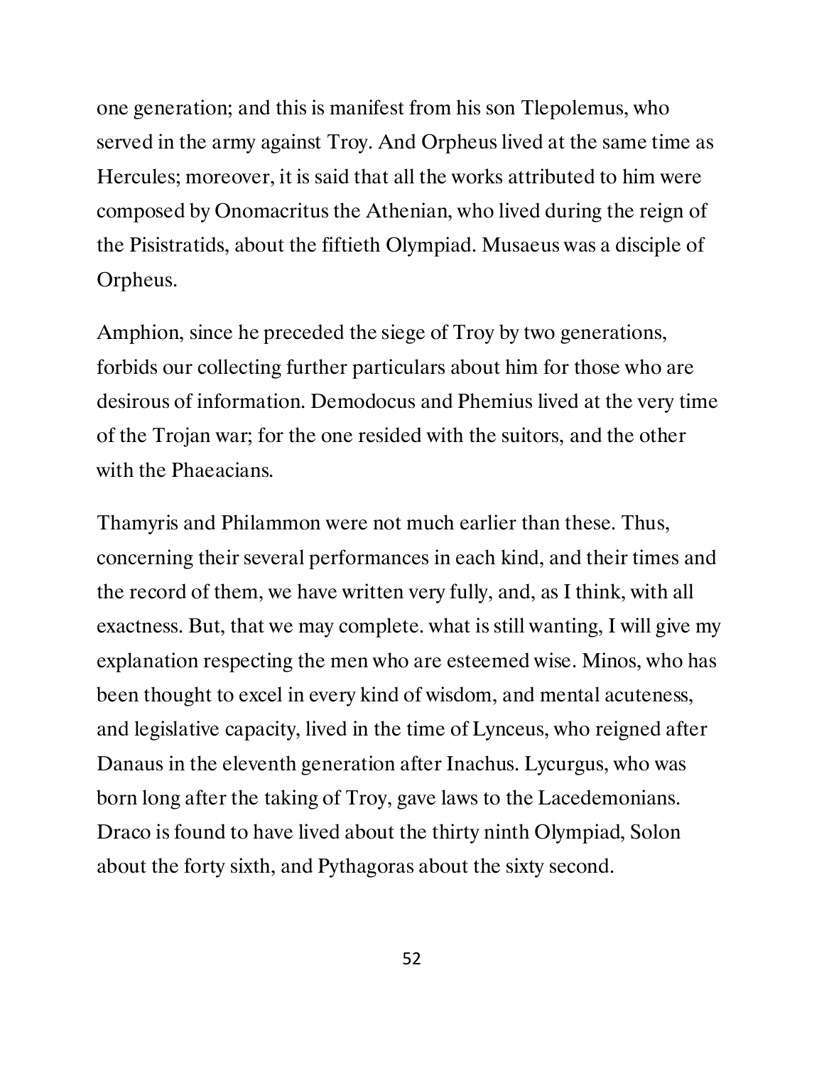one generation; and this is manifest from his son Tlepolemus, who served in the army against Troy. And Orpheus lived at the same time as Hercules; moreover, it is said that all the works attributed to him were composed by Onomacritus the Athenian, who lived during the reign of the Pisistratids, about the fiftieth Olympiad. Musaeus was a disciple of Orpheus.

Amphion, since he preceded the siege of Troy by two generations, forbids our collecting further particulars about him for those who are desirous of information. Demodocus and Phemius lived at the very time of the Trojan war; for the one resided with the suitors, and the other with the Phaeacians.

Thamyris and Philammon were not much earlier than these. Thus, concerning their several performances in each kind, and their times and the record of them, we have written very fully, and, as I think, with all exactness. But, that we may complete. what is still wanting, I will give my explanation respecting the men who are esteemed wise. Minos, who has been thought to excel in every kind of wisdom, and mental acuteness, and legislative capacity, lived in the time of Lynceus, who reigned after Danaus in the eleventh generation after Inachus. Lycurgus, who was born long after the taking of Troy, gave laws to the Lacedemonians. Draco is found to have lived about the thirty ninth Olympiad, Solon about the forty sixth, and Pythagoras about the sixty second.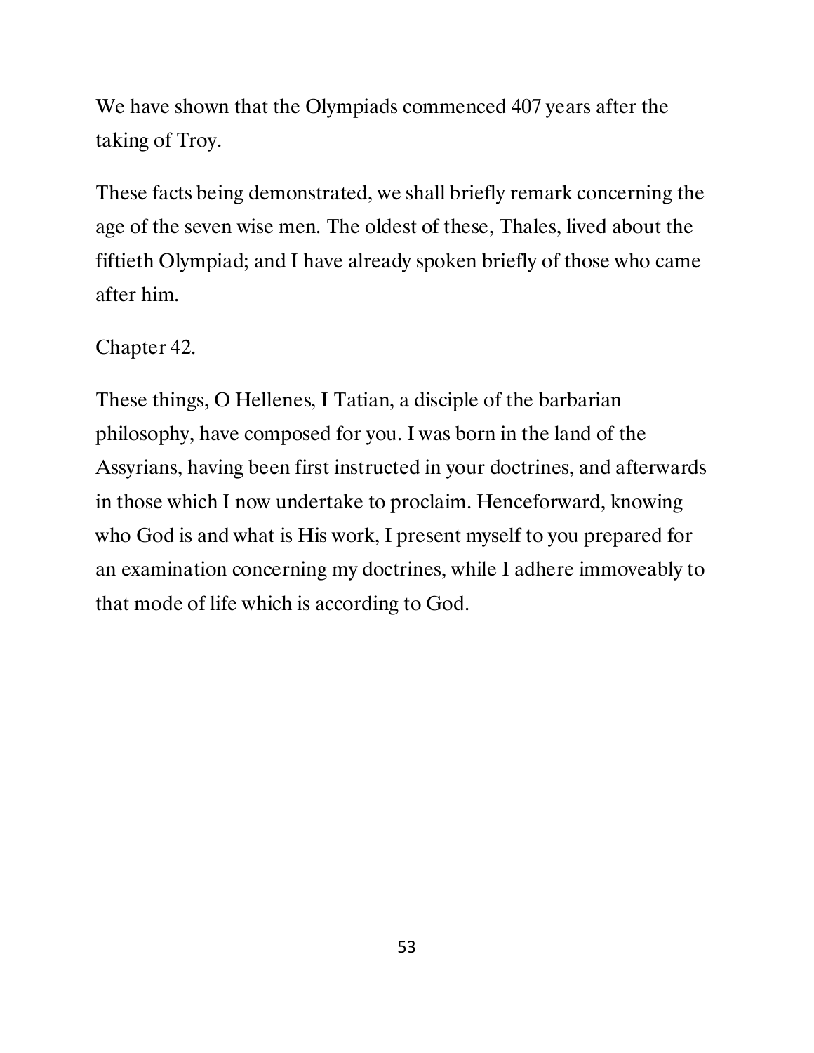We have shown that the Olympiads commenced 407 years after the taking of Troy.

These facts being demonstrated, we shall briefly remark concerning the age of the seven wise men. The oldest of these, Thales, lived about the fiftieth Olympiad; and I have already spoken briefly of those who came after him.

## Chapter 42.

These things, O Hellenes, I Tatian, a disciple of the barbarian philosophy, have composed for you. I was born in the land of the Assyrians, having been first instructed in your doctrines, and afterwards in those which I now undertake to proclaim. Henceforward, knowing who God is and what is His work, I present myself to you prepared for an examination concerning my doctrines, while I adhere immoveably to that mode of life which is according to God.